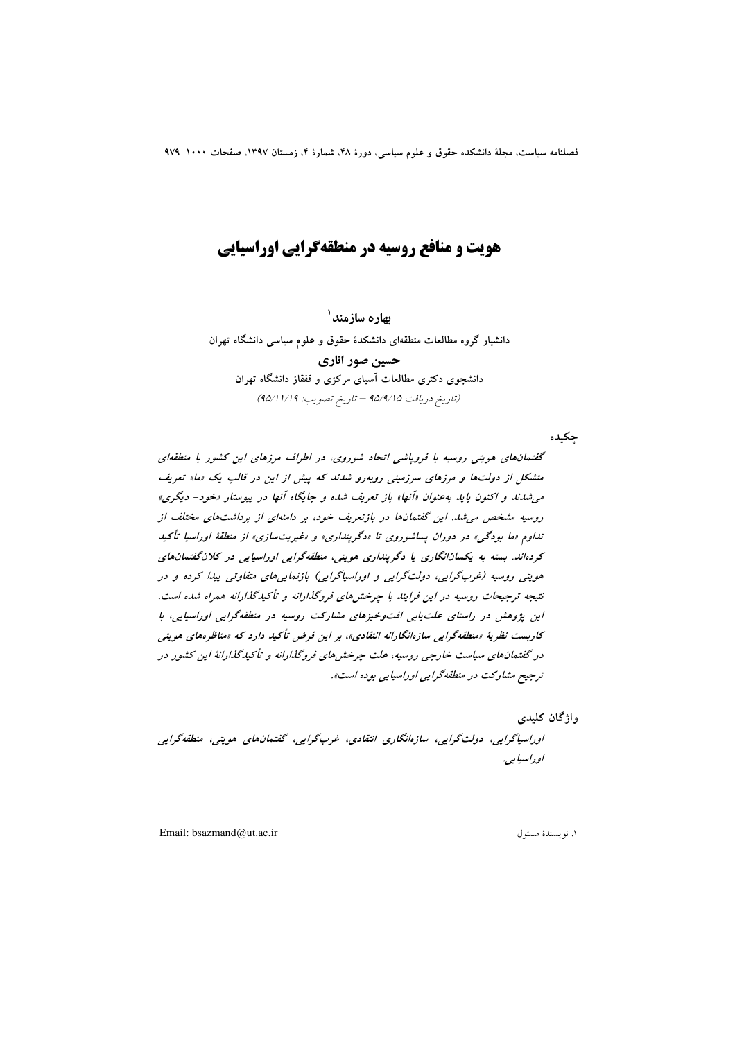# هویت و منافع روسیه در منطقه‌گرایی اوراسیایی

**بهاره سازمند**[1]

دانشیار گروه مطالعات منطقه‌ای دانشکدهٔ حقوق و علوم سیاسی دانشگاه تهران

**حسین صور اناری**

دانشجوی دکتری مطالعات آسیای مرکزی و قفقاز دانشگاه تهران

(تاریخ دریافت ۹۵/۹/۱۵ – تاریخ تصویب: ۹۵/۱۱/۱۹)

## چکیده

*گفتمان‌های هویتی روسیه با فروپاشی اتحاد شوروی، در اطراف مرزهای این کشور با منطقه‌ای متشکل از دولت‌ها و مرزهای سرزمینی روبه‌رو شدند که پیش از این در قالب یک «ما» تعریف می‌شدند و اکنون باید به‌عنوان «آنها» باز تعریف شده و جایگاه آنها در پیوستار «خود- دیگری» روسیه مشخص می‌شد. این گفتمان‌ها در بازتعریف خود، بر دامنه‌ای از برداشت‌های مختلف از تداوم «ما بودگی» در دوران پساشوروی تا «دگرپنداری» و «غیریت‌سازی» از منطقهٔ اوراسیا تأکید کرده‌اند. بسته به یکسان‌انگاری یا دگرپنداری هویتی، منطقه‌گرایی اوراسیایی در کلان‌گفتمان‌های هویتی روسیه (غرب‌گرایی، دولت‌گرایی و اوراسیاگرایی) بازنمایی‌های متفاوتی پیدا کرده و در نتیجه ترجیحات روسیه در این فرایند با چرخش‌های فروگذارانه و تأکیدگذارانه همراه شده است. این پژوهش در راستای علت‌یابی افت‌وخیزهای مشارکت روسیه در منطقه‌گرایی اوراسیایی، با کاربست نظریهٔ «منطقه‌گرایی سازه‌انگارانه انتقادی»، بر این فرض تأکید دارد که «مناظره‌های هویتی در گفتمان‌های سیاست خارجی روسیه، علت چرخش‌های فروگذارانه و تأکیدگذارانهٔ این کشور در ترجیح مشارکت در منطقه‌گرایی اوراسیایی بوده است».*

## واژگان کلیدی

*اوراسیاگرایی، دولت‌گرایی، سازه‌انگاری انتقادی، غرب‌گرایی، گفتمان‌های هویتی، منطقه‌گرایی اوراسیایی.*

---

[1] نویسندهٔ مسئول    Email: bsazmand@ut.ac.ir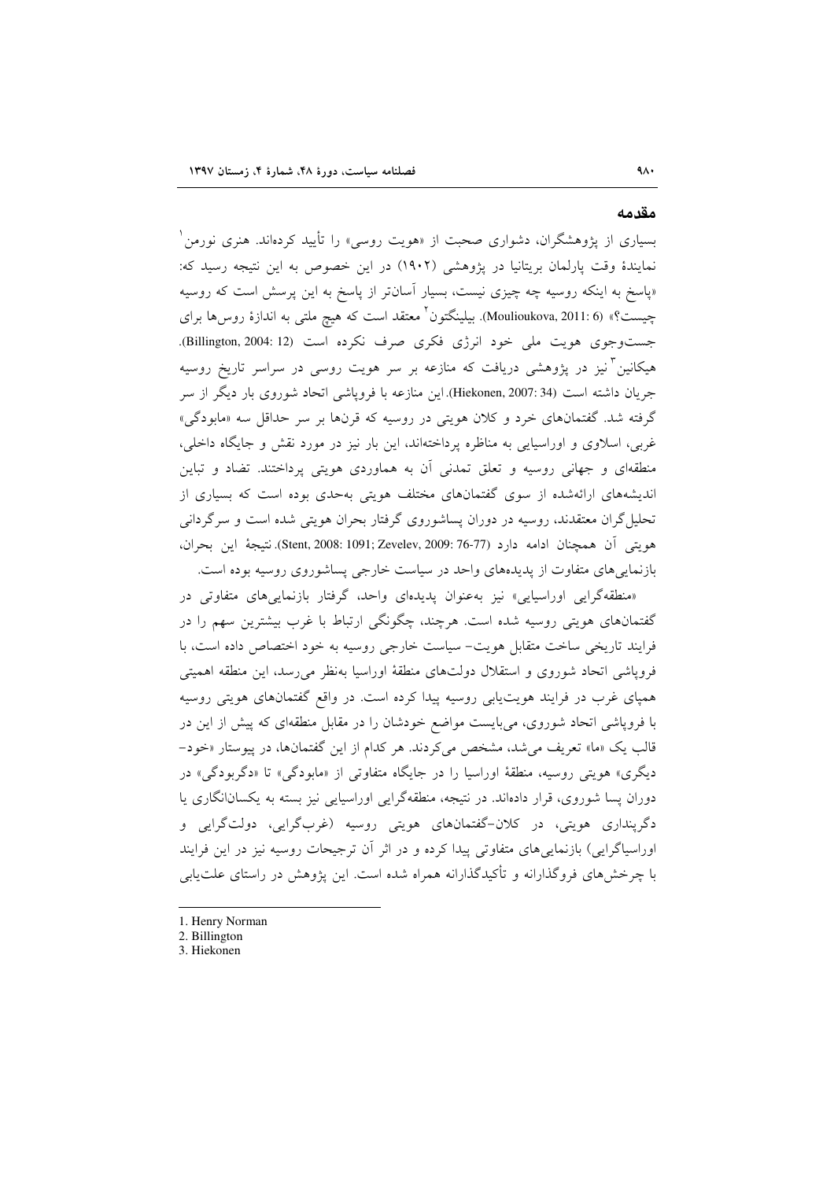## مقدمه

بسیاری از پژوهشگران، دشواری صحبت از «هویت روسی» را تأیید کرده‌اند. هنری نورمن[1] نمایندهٔ وقت پارلمان بریتانیا در پژوهشی (۱۹۰۲) در این خصوص به این نتیجه رسید که: «پاسخ به اینکه روسیه چه چیزی نیست، بسیار آسان‌تر از پاسخ به این پرسش است که روسیه چیست؟» (Moulioukova, 2011: 6). بیلینگتون[2] معتقد است که هیچ ملتی به اندازهٔ روس‌ها برای جست‌وجوی هویت ملی خود انرژی فکری صرف نکرده است (Billington, 2004: 12). هیکانین[3] نیز در پژوهشی دریافت که منازعه بر سر هویت روسی در سراسر تاریخ روسیه جریان داشته است (Hiekonen, 2007: 34). این منازعه با فروپاشی اتحاد شوروی بار دیگر از سر گرفته شد. گفتمان‌های خرد و کلان هویتی در روسیه که قرن‌ها بر سر حداقل سه «مابودگی» غربی، اسلاوی و اوراسیایی به مناظره پرداخته‌اند، این بار نیز در مورد نقش و جایگاه داخلی، منطقه‌ای و جهانی روسیه و تعلق تمدنی آن به هماوردی هویتی پرداختند. تضاد و تباین اندیشه‌های ارائه‌شده از سوی گفتمان‌های مختلف هویتی به‌حدی بوده است که بسیاری از تحلیل‌گران معتقدند، روسیه در دوران پساشوروی گرفتار بحران هویتی شده است و سرگردانی هویتی آن همچنان ادامه دارد (Stent, 2008: 1091; Zevelev, 2009: 76-77). نتیجهٔ این بحران، بازنمایی‌های متفاوت از پدیده‌های واحد در سیاست خارجی پساشوروی روسیه بوده است.

«منطقه‌گرایی اوراسیایی» نیز به‌عنوان پدیده‌ای واحد، گرفتار بازنمایی‌های متفاوتی در گفتمان‌های هویتی روسیه شده است. هرچند، چگونگی ارتباط با غرب بیشترین سهم را در فرایند تاریخی ساخت متقابل هویت- سیاست خارجی روسیه به خود اختصاص داده است، با فروپاشی اتحاد شوروی و استقلال دولت‌های منطقهٔ اوراسیا به‌نظر می‌رسد، این منطقه اهمیتی همپای غرب در فرایند هویت‌یابی روسیه پیدا کرده است. در واقع گفتمان‌های هویتی روسیه با فروپاشی اتحاد شوروی، می‌بایست مواضع خودشان را در مقابل منطقه‌ای که پیش از این در قالب یک «ما» تعریف می‌شد، مشخص می‌کردند. هر کدام از این گفتمان‌ها، در پیوستار «خود- دیگری» هویتی روسیه، منطقهٔ اوراسیا را در جایگاه متفاوتی از «مابودگی» تا «دگربودگی» در دوران پسا شوروی، قرار داده‌اند. در نتیجه، منطقه‌گرایی اوراسیایی نیز بسته به یکسان‌انگاری یا دگرپنداری هویتی، در کلان-گفتمان‌های هویتی روسیه (غرب‌گرایی، دولت‌گرایی و اوراسیاگرایی) بازنمایی‌های متفاوتی پیدا کرده و در اثر آن ترجیحات روسیه نیز در این فرایند با چرخش‌های فروگذارانه و تأکیدگذارانه همراه شده است. این پژوهش در راستای علت‌یابی

---

1. Henry Norman
2. Billington
3. Hiekonen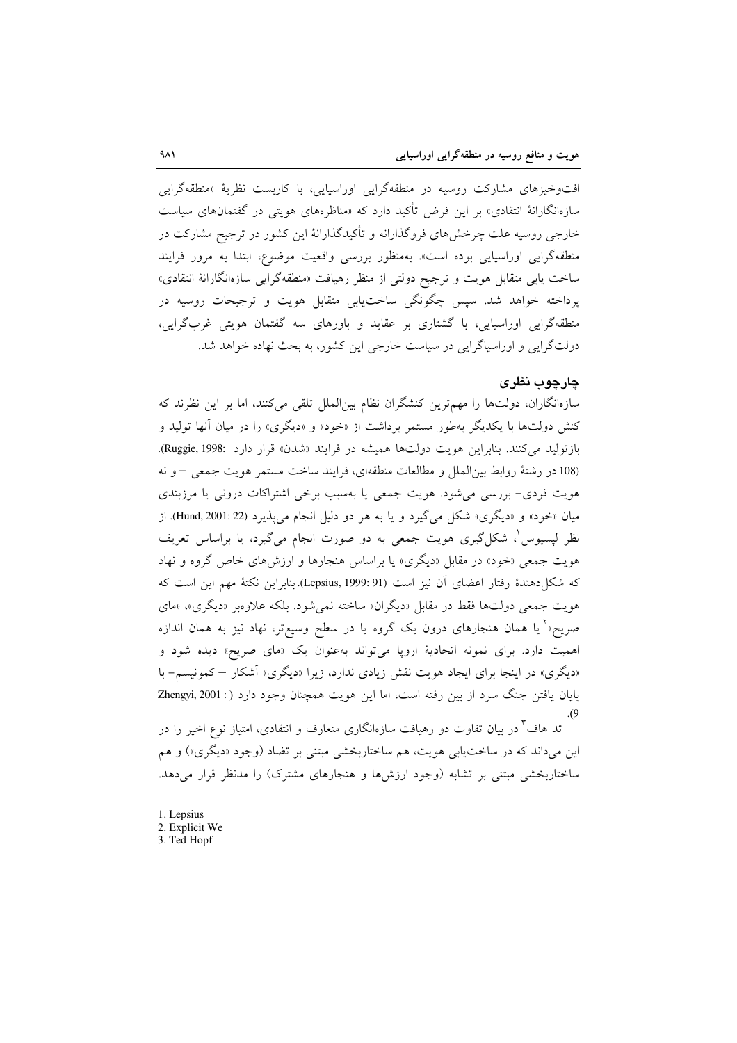افت‌وخیزهای مشارکت روسیه در منطقه‌گرایی اوراسیایی، با کاربست نظریهٔ «منطقه‌گرایی سازه‌انگارانهٔ انتقادی» بر این فرض تأکید دارد که «مناظره‌های هویتی در گفتمان‌های سیاست خارجی روسیه علت چرخش‌های فروگذارانه و تأکیدگذارانهٔ این کشور در ترجیح مشارکت در منطقه‌گرایی اوراسیایی بوده است». به‌منظور بررسی واقعیت موضوع، ابتدا به مرور فرایند ساخت یابی متقابل هویت و ترجیح دولتی از منظر رهیافت «منطقه‌گرایی سازه‌انگارانهٔ انتقادی» پرداخته خواهد شد. سپس چگونگی ساخت‌یابی متقابل هویت و ترجیحات روسیه در منطقه‌گرایی اوراسیایی، با گشتاری بر عقاید و باورهای سه گفتمان هویتی غرب‌گرایی، دولت‌گرایی و اوراسیاگرایی در سیاست خارجی این کشور، به بحث نهاده خواهد شد.

## چارچوب نظری

سازه‌انگاران، دولت‌ها را مهم‌ترین کنشگران نظام بین‌الملل تلقی می‌کنند، اما بر این نظرند که کنش دولت‌ها با یکدیگر به‌طور مستمر برداشت از «خود» و «دیگری» را در میان آنها تولید و بازتولید می‌کنند. بنابراین هویت دولت‌ها همیشه در فرایند «شدن» قرار دارد (Ruggie, 1998: 108). در رشتهٔ روابط بین‌الملل و مطالعات منطقه‌ای، فرایند ساخت مستمر هویت جمعی – و نه هویت فردی– بررسی می‌شود. هویت جمعی یا به‌سبب برخی اشتراکات درونی یا مرزبندی میان «خود» و «دیگری» شکل می‌گیرد و یا به هر دو دلیل انجام می‌پذیرد (Hund, 2001: 22). از نظر لپسیوس[1]، شکل‌گیری هویت جمعی به دو صورت انجام می‌گیرد، یا براساس تعریف هویت جمعی «خود» در مقابل «دیگری» یا براساس هنجارها و ارزش‌های خاص گروه و نهاد که شکل‌دهندهٔ رفتار اعضای آن نیز است (Lepsius, 1999: 91). بنابراین نکتهٔ مهم این است که هویت جمعی دولت‌ها فقط در مقابل «دیگران» ساخته نمی‌شود. بلکه علاوه‌بر «دیگری»، «مای صریح»[2] یا همان هنجارهای درون یک گروه یا در سطح وسیع‌تر، نهاد نیز به همان اندازه اهمیت دارد. برای نمونه اتحادیهٔ اروپا می‌تواند به‌عنوان یک «مای صریح» دیده شود و «دیگری» در اینجا برای ایجاد هویت نقش زیادی ندارد، زیرا «دیگری» آشکار – کمونیسم– با پایان یافتن جنگ سرد از بین رفته است، اما این هویت همچنان وجود دارد (Zhengyi, 2001: 9).

تد هاف[3] در بیان تفاوت دو رهیافت سازه‌انگاری متعارف و انتقادی، امتیاز نوع اخیر را در این می‌داند که در ساخت‌یابی هویت، هم ساختاربخشی مبتنی بر تضاد (وجود «دیگری») و هم ساختاربخشی مبتنی بر تشابه (وجود ارزش‌ها و هنجارهای مشترک) را مدنظر قرار می‌دهد.

---

1. Lepsius
2. Explicit We
3. Ted Hopf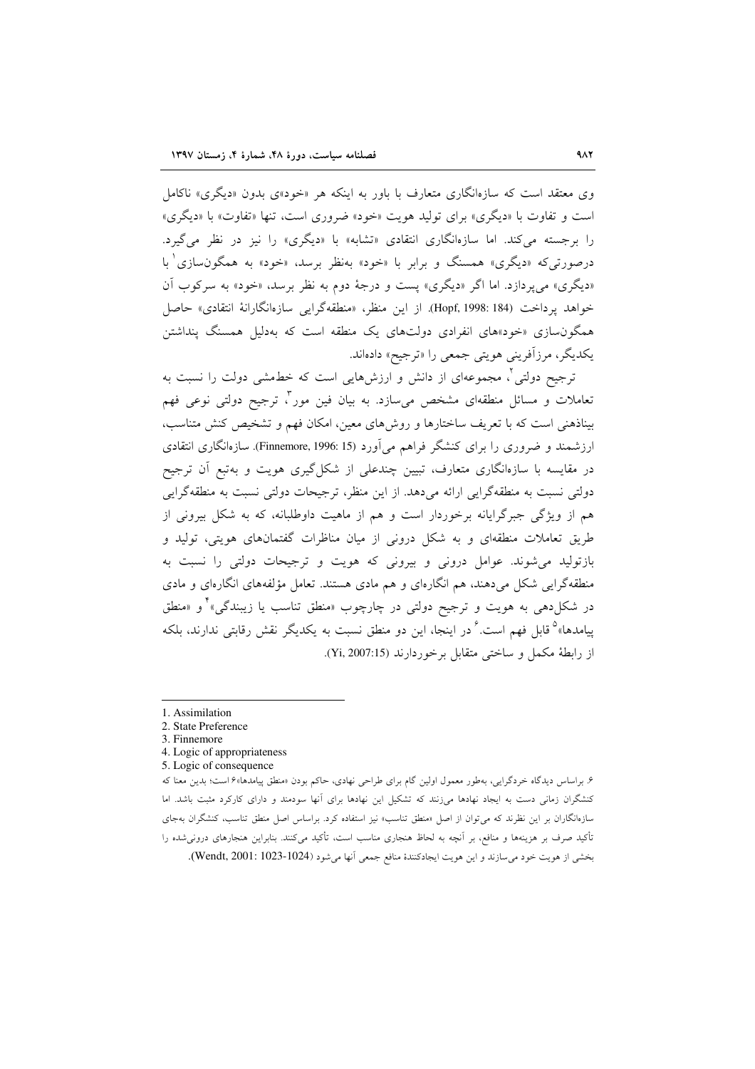وی معتقد است که سازه‌انگاری متعارف با باور به اینکه هر «خود»ی بدون «دیگری» ناکامل است و تفاوت با «دیگری» برای تولید هویت «خود» ضروری است، تنها «تفاوت» با «دیگری» را برجسته می‌کند. اما سازه‌انگاری انتقادی «تشابه» با «دیگری» را نیز در نظر می‌گیرد. درصورتی‌که «دیگری» همسنگ و برابر با «خود» به‌نظر برسد، «خود» به همگون‌سازی[1] با «دیگری» می‌پردازد. اما اگر «دیگری» پست و درجهٔ دوم به نظر برسد، «خود» به سرکوب آن خواهد پرداخت (Hopf, 1998: 184). از این منظر، «منطقه‌گرایی سازه‌انگارانهٔ انتقادی» حاصل همگون‌سازی «خود»های انفرادی دولت‌های یک منطقه است که به‌دلیل همسنگ پنداشتن یکدیگر، مرزآفرینی هویتی جمعی را «ترجیح» داده‌اند.

ترجیح دولتی[2]، مجموعه‌ای از دانش و ارزش‌هایی است که خط‌مشی دولت را نسبت به تعاملات و مسائل منطقه‌ای مشخص می‌سازد. به بیان فین مور[3]، ترجیح دولتی نوعی فهم بیناذهنی است که با تعریف ساختارها و روش‌های معین، امکان فهم و تشخیص کنش متناسب، ارزشمند و ضروری را برای کنشگر فراهم می‌آورد (Finnemore, 1996: 15). سازه‌انگاری انتقادی در مقایسه با سازه‌انگاری متعارف، تبیین چندعلی از شکل‌گیری هویت و به‌تبع آن ترجیح دولتی نسبت به منطقه‌گرایی ارائه می‌دهد. از این منظر، ترجیحات دولتی نسبت به منطقه‌گرایی هم از ویژگی جبرگرایانه برخوردار است و هم از ماهیت داوطلبانه، که به شکل بیرونی از طریق تعاملات منطقه‌ای و به شکل درونی از میان مناظرات گفتمان‌های هویتی، تولید و بازتولید می‌شوند. عوامل درونی و بیرونی که هویت و ترجیحات دولتی را نسبت به منطقه‌گرایی شکل می‌دهند، هم انگاره‌ای و هم مادی هستند. تعامل مؤلفه‌های انگاره‌ای و مادی در شکل‌دهی به هویت و ترجیح دولتی در چارچوب «منطق تناسب یا زیبندگی»[4] و «منطق پیامدها»[5] قابل فهم است.[6] در اینجا، این دو منطق نسبت به یکدیگر نقش رقابتی ندارند، بلکه از رابطهٔ مکمل و ساختی متقابل برخوردارند (Yi, 2007:15).

---

1. Assimilation
2. State Preference
3. Finnemore
4. Logic of appropriateness
5. Logic of consequence

۶. براساس دیدگاه خردگرایی، به‌طور معمول اولین گام برای طراحی نهادی، حاکم بودن «منطق پیامدها»۶ است؛ بدین معنا که کنشگران زمانی دست به ایجاد نهادها می‌زنند که تشکیل این نهادها برای آنها سودمند و دارای کارکرد مثبت باشد. اما سازه‌انگاران بر این نظرند که می‌توان از اصل «منطق تناسب» نیز استفاده کرد. براساس اصل منطق تناسب، کنشگران به‌جای تأکید صرف بر هزینه‌ها و منافع، بر آنچه به لحاظ هنجاری مناسب است، تأکید می‌کنند. بنابراین هنجارهای درونی‌شده را بخشی از هویت خود می‌سازند و این هویت ایجادکنندهٔ منافع جمعی آنها می‌شود (Wendt, 2001: 1023-1024).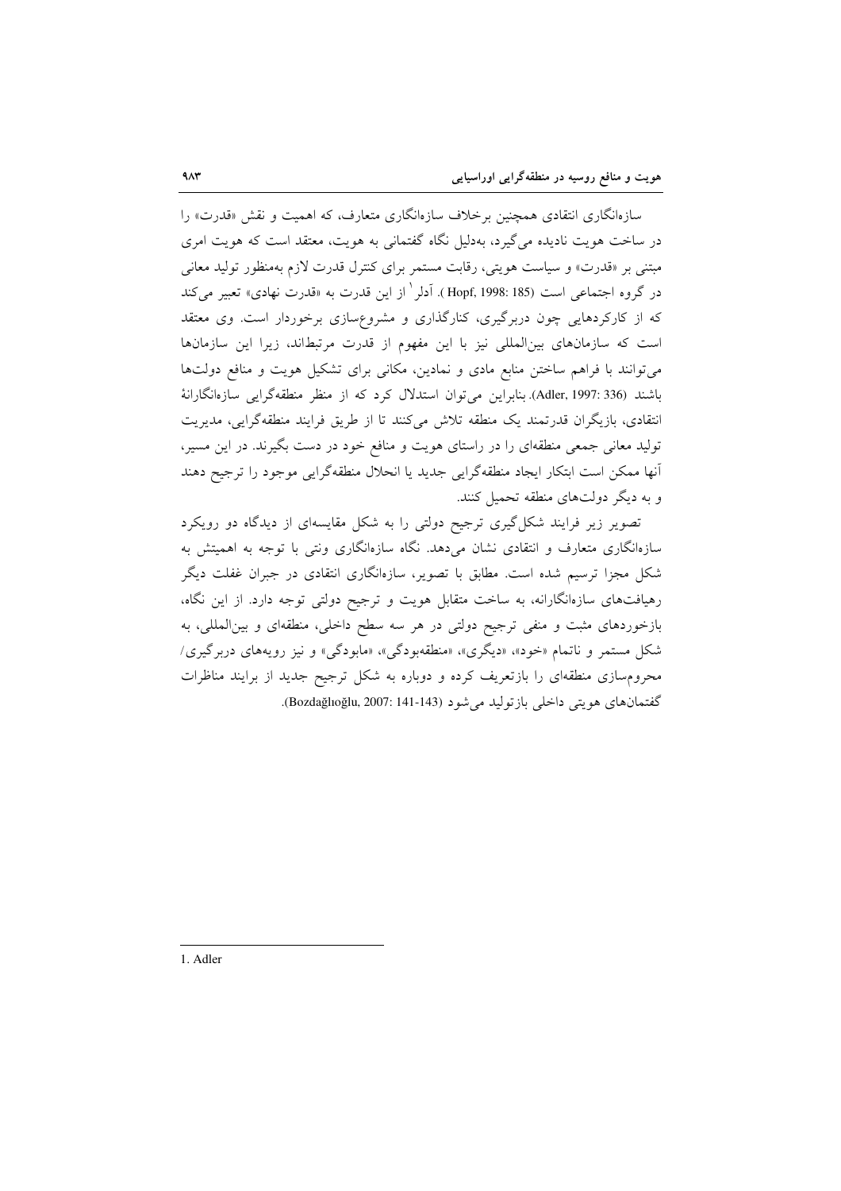سازه‌انگاری انتقادی همچنین برخلاف سازه‌انگاری متعارف، که اهمیت و نقش «قدرت» را در ساخت هویت نادیده می‌گیرد، به‌دلیل نگاه گفتمانی به هویت، معتقد است که هویت امری مبتنی بر «قدرت» و سیاست هویتی، رقابت مستمر برای کنترل قدرت لازم به‌منظور تولید معانی در گروه اجتماعی است (Hopf, 1998: 185). آدلر[1] از این قدرت به «قدرت نهادی» تعبیر می‌کند که از کارکردهایی چون دربرگیری، کنارگذاری و مشروع‌سازی برخوردار است. وی معتقد است که سازمان‌های بین‌المللی نیز با این مفهوم از قدرت مرتبط‌اند، زیرا این سازمان‌ها می‌توانند با فراهم ساختن منابع مادی و نمادین، مکانی برای تشکیل هویت و منافع دولت‌ها باشند (Adler, 1997: 336). بنابراین می‌توان استدلال کرد که از منظر منطقه‌گرایی سازه‌انگارانهٔ انتقادی، بازیگران قدرتمند یک منطقه تلاش می‌کنند تا از طریق فرایند منطقه‌گرایی، مدیریت تولید معانی جمعی منطقه‌ای را در راستای هویت و منافع خود در دست بگیرند. در این مسیر، آنها ممکن است ابتکار ایجاد منطقه‌گرایی جدید یا انحلال منطقه‌گرایی موجود را ترجیح دهند و به دیگر دولت‌های منطقه تحمیل کنند.

تصویر زیر فرایند شکل‌گیری ترجیح دولتی را به شکل مقایسه‌ای از دیدگاه دو رویکرد سازه‌انگاری متعارف و انتقادی نشان می‌دهد. نگاه سازه‌انگاری ونتی با توجه به اهمیتش به شکل مجزا ترسیم شده است. مطابق با تصویر، سازه‌انگاری انتقادی در جبران غفلت دیگر رهیافت‌های سازه‌انگارانه، به ساخت متقابل هویت و ترجیح دولتی توجه دارد. از این نگاه، بازخوردهای مثبت و منفی ترجیح دولتی در هر سه سطح داخلی، منطقه‌ای و بین‌المللی، به شکل مستمر و ناتمام «خود»، «دیگری»، «منطقه‌بودگی»، «مابودگی» و نیز رویه‌های دربرگیری/ محروم‌سازی منطقه‌ای را بازتعریف کرده و دوباره به شکل ترجیح جدید از برایند مناظرات گفتمان‌های هویتی داخلی بازتولید می‌شود (Bozdağlıoğlu, 2007: 141-143).

---

1. Adler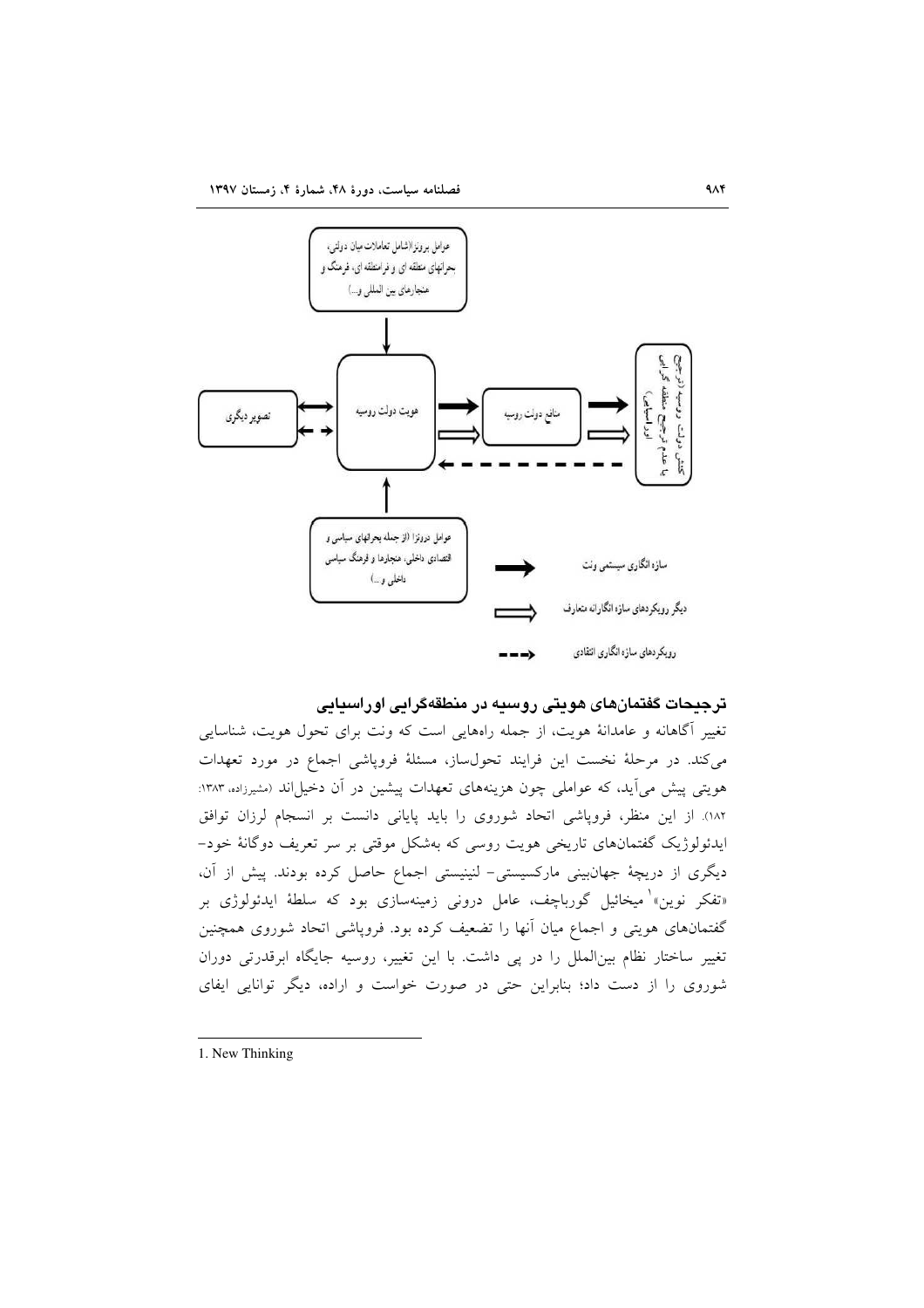عوامل برونزا (شامل تعاملات میان دولتی، بحرانهای منطقه ای و فرامنطقه ای، فرهنگ و هنجارهای بین المللی و...)

تصویر دیگری

هویت دولت روسیه

منافع دولت روسیه

کنش دولت روسیه (ترجیح منطقه گرایی یا عدم ترجیح منطقه گرایی اوراسیایی)

عوامل درونزا (از جمله بحرانهای سیاسی و اقتصادی داخلی، هنجارها و فرهنگ سیاسی داخلی و...)

سازه انگاری سیستمی ونت

دیگر رویکردهای سازه انگارانه متعارف

رویکردهای سازه انگاری انتقادی

## ترجیحات گفتمان‌های هویتی روسیه در منطقه‌گرایی اوراسیایی

تغییر آگاهانه و عامدانهٔ هویت، از جمله راه‌هایی است که ونت برای تحول هویت، شناسایی می‌کند. در مرحلهٔ نخست این فرایند تحول‌ساز، مسئلهٔ فروپاشی اجماع در مورد تعهدات هویتی پیش می‌آید، که عواملی چون هزینه‌های تعهدات پیشین در آن دخیل‌اند (مشیرزاده، ۱۳۸۳: ۱۸۲). از این منظر، فروپاشی اتحاد شوروی را باید پایانی دانست بر انسجام لرزان توافق ایدئولوژیک گفتمان‌های تاریخی هویت روسی که به‌شکل موقتی بر سر تعریف دوگانهٔ خود-دیگری از دریچهٔ جهان‌بینی مارکسیستی- لنینیستی اجماع حاصل کرده بودند. پیش از آن، «تفکر نوین»[1] میخائیل گورباچف، عامل درونی زمینه‌سازی بود که سلطهٔ ایدئولوژی بر گفتمان‌های هویتی و اجماع میان آنها را تضعیف کرده بود. فروپاشی اتحاد شوروی همچنین تغییر ساختار نظام بین‌الملل را در پی داشت. با این تغییر، روسیه جایگاه ابرقدرتی دوران شوروی را از دست داد؛ بنابراین حتی در صورت خواست و اراده، دیگر توانایی ایفای

1. New Thinking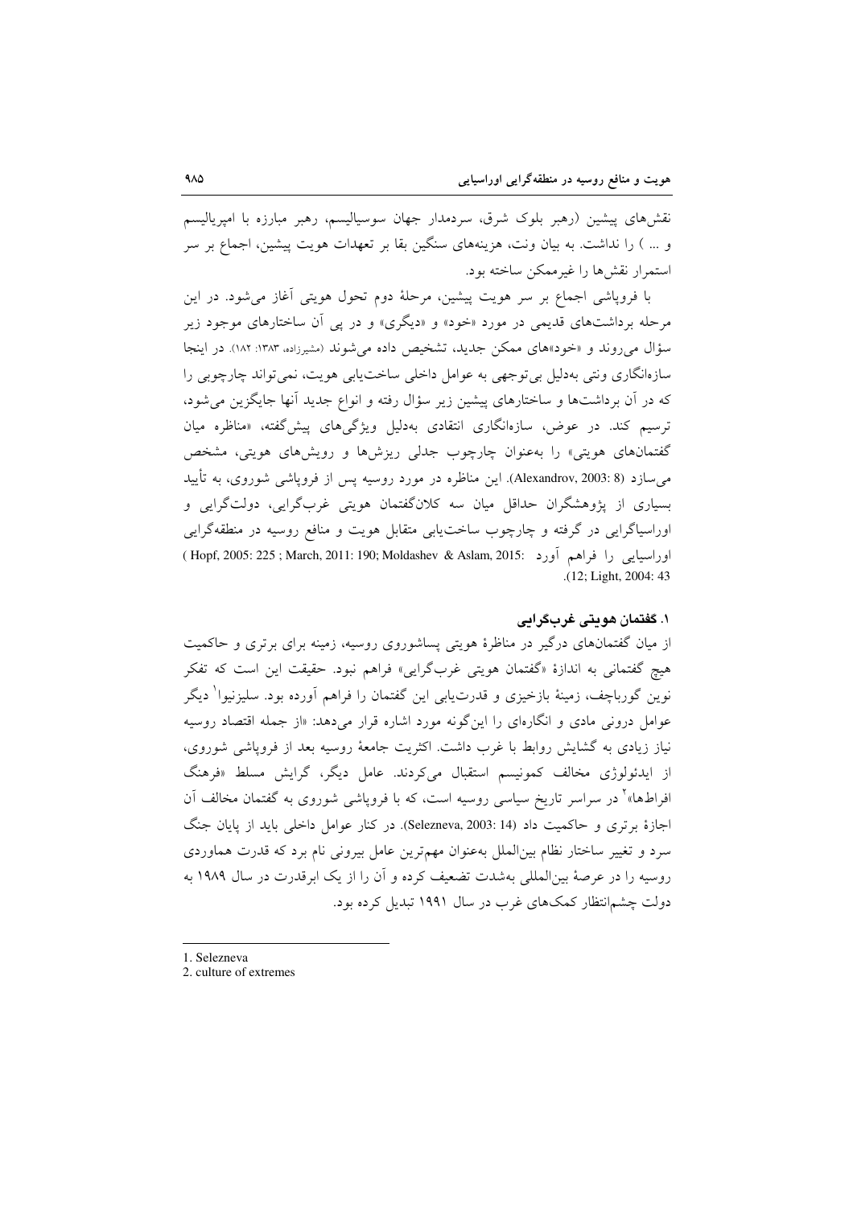نقش‌های پیشین (رهبر بلوک شرق، سردمدار جهان سوسیالیسم، رهبر مبارزه با امپریالیسم و ... ) را نداشت. به بیان ونت، هزینه‌های سنگین بقا بر تعهدات هویت پیشین، اجماع بر سر استمرار نقش‌ها را غیرممکن ساخته بود.

با فروپاشی اجماع بر سر هویت پیشین، مرحلهٔ دوم تحول هویتی آغاز می‌شود. در این مرحله برداشت‌های قدیمی در مورد «خود» و «دیگری» و در پی آن ساختارهای موجود زیر سؤال می‌روند و «خود»های ممکن جدید، تشخیص داده می‌شوند (مشیرزاده، ۱۳۸۳: ۱۸۲). در اینجا سازه‌انگاری ونتی به‌دلیل بی‌توجهی به عوامل داخلی ساخت‌یابی هویت، نمی‌تواند چارچوبی را که در آن برداشت‌ها و ساختارهای پیشین زیر سؤال رفته و انواع جدید آنها جایگزین می‌شود، ترسیم کند. در عوض، سازه‌انگاری انتقادی به‌دلیل ویژگی‌های پیش‌گفته، «مناظره میان گفتمان‌های هویتی» را به‌عنوان چارچوب جدلی ریزش‌ها و رویش‌های هویتی، مشخص می‌سازد (Alexandrov, 2003: 8). این مناظره در مورد روسیه پس از فروپاشی شوروی، به تأیید بسیاری از پژوهشگران حداقل میان سه کلان‌گفتمان هویتی غرب‌گرایی، دولت‌گرایی و اوراسیاگرایی در گرفته و چارچوب ساخت‌یابی متقابل هویت و منافع روسیه در منطقه‌گرایی اوراسیایی را فراهم آورد (Hopf, 2005: 225 ; March, 2011: 190; Moldashev & Aslam, 2015: 12; Light, 2004: 43).

### ۱. گفتمان هویتی غرب‌گرایی

از میان گفتمان‌های درگیر در مناظرهٔ هویتی پساشوروی روسیه، زمینه برای برتری و حاکمیت هیچ گفتمانی به اندازهٔ «گفتمان هویتی غرب‌گرایی» فراهم نبود. حقیقت این است که تفکر نوین گورباچف، زمینهٔ بازخیزی و قدرت‌یابی این گفتمان را فراهم آورده بود. سلیزنیوا[1] دیگر عوامل درونی مادی و انگاره‌ای را این‌گونه مورد اشاره قرار می‌دهد: «از جمله اقتصاد روسیه نیاز زیادی به گشایش روابط با غرب داشت. اکثریت جامعهٔ روسیه بعد از فروپاشی شوروی، از ایدئولوژی مخالف کمونیسم استقبال می‌کردند. عامل دیگر، گرایش مسلط «فرهنگ افراط‌ها»[2] در سراسر تاریخ سیاسی روسیه است، که با فروپاشی شوروی به گفتمان مخالف آن اجازهٔ برتری و حاکمیت داد (Selezneva, 2003: 14). در کنار عوامل داخلی باید از پایان جنگ سرد و تغییر ساختار نظام بین‌الملل به‌عنوان مهم‌ترین عامل بیرونی نام برد که قدرت هماوردی روسیه را در عرصهٔ بین‌المللی به‌شدت تضعیف کرده و آن را از یک ابرقدرت در سال ۱۹۸۹ به دولت چشم‌انتظار کمک‌های غرب در سال ۱۹۹۱ تبدیل کرده بود.

---

1. Selezneva
2. culture of extremes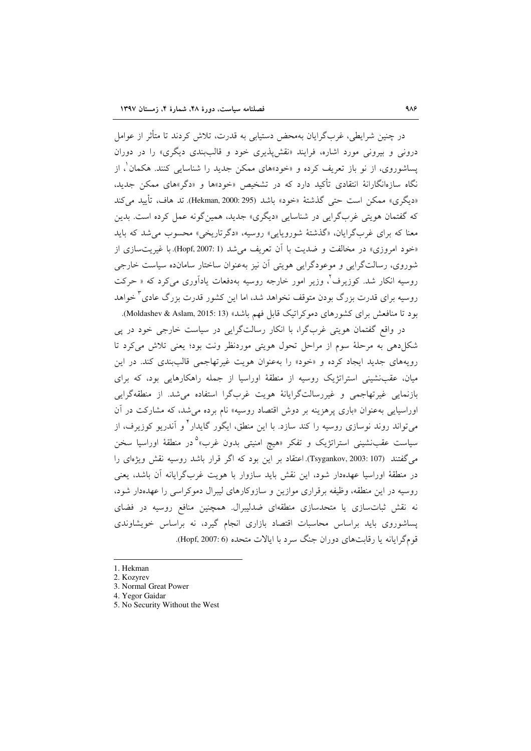در چنین شرایطی، غرب‌گرایان به‌محض دستیابی به قدرت، تلاش کردند تا متأثر از عوامل درونی و بیرونی مورد اشاره، فرایند «نقش‌پذیری خود و قالب‌بندی دیگری» را در دوران پساشوروی، از نو باز تعریف کرده و «خود»های ممکن جدید را شناسایی کنند. هکمان[1]، از نگاه سازه‌انگارانهٔ انتقادی تأکید دارد که در تشخیص «خود»ها و «دگر»های ممکن جدید، «دیگری» ممکن است حتی گذشتهٔ «خود» باشد (Hekman, 2000: 295). تد هاف، تأیید می‌کند که گفتمان هویتی غرب‌گرایی در شناسایی «دیگری» جدید، همین‌گونه عمل کرده است. بدین معنا که برای غرب‌گرایان، «گذشتهٔ شوروِیایی» روسیه، «دگرتاریخی» محسوب می‌شد که باید «خود امروزی» در مخالفت و ضدیت با آن تعریف می‌شد (Hopf, 2007: 1). با غیریت‌سازی از شوروی، رسالت‌گرایی و موعودگرایی هویتی آن نیز به‌عنوان ساختار سامانده سیاست خارجی روسیه انکار شد. کوزیرف[2]، وزیر امور خارجه روسیه به‌دفعات یادآوری می‌کرد که « حرکت روسیه برای قدرت بزرگ بودن متوقف نخواهد شد، اما این کشور قدرت بزرگ عادی[3] خواهد بود تا منافعش برای کشورهای دموکراتیک قابل فهم باشد» (Moldashev & Aslam, 2015: 13).

در واقع گفتمان هویتی غرب‌گرا، با انکار رسالت‌گرایی در سیاست خارجی خود در پی شکل‌دهی به مرحلهٔ سوم از مراحل تحول هویتی موردنظر ونت بود؛ یعنی تلاش می‌کرد تا رویه‌های جدید ایجاد کرده و «خود» را به‌عنوان هویت غیرتهاجمی قالب‌بندی کند. در این میان، عقب‌نشینی استراتژیک روسیه از منطقهٔ اوراسیا از جمله راهکارهایی بود، که برای بازنمایی غیرتهاجمی و غیررسالت‌گرایانهٔ هویت غرب‌گرا استفاده می‌شد. از منطقه‌گرایی اوراسیایی به‌عنوان «باری پرهزینه بر دوش اقتصاد روسیه» نام برده می‌شد، که مشارکت در آن می‌تواند روند نوسازی روسیه را کند سازد. با این منطق، ایگور گایدار[4] و آندریو کوزیرف، از سیاست عقب‌نشینی استراتژیک و تفکر «هیچ امنیتی بدون غرب»[5] در منطقهٔ اوراسیا سخن می‌گفتند (Tsygankov, 2003: 107). اعتقاد بر این بود که اگر قرار باشد روسیه نقش ویژه‌ای را در منطقهٔ اوراسیا عهده‌دار شود، این نقش باید سازوار با هویت غرب‌گرایانه آن باشد، یعنی روسیه در این منطقه، وظیفه برقراری موازین و سازوکارهای لیبرال دموکراسی را عهده‌دار شود، نه نقش ثبات‌سازی یا متحدسازی منطقه‌ای ضدلیبرال. همچنین منافع روسیه در فضای پساشوروی باید براساس محاسبات اقتصاد بازاری انجام گیرد، نه براساس خویشاوندی قوم‌گرایانه یا رقابت‌های دوران جنگ سرد با ایالات متحده (Hopf, 2007: 6).

---

1. Hekman
2. Kozyrev
3. Normal Great Power
4. Yegor Gaidar
5. No Security Without the West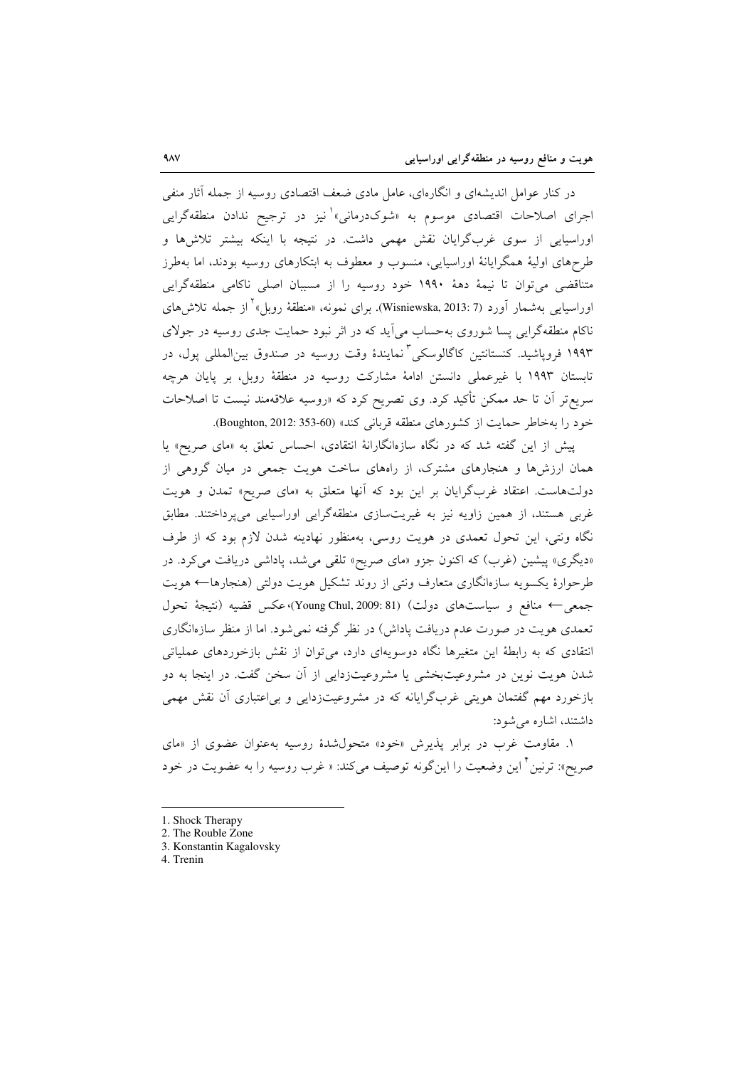در کنار عوامل اندیشه‌ای و انگاره‌ای، عامل مادی ضعف اقتصادی روسیه از جمله آثار منفی اجرای اصلاحات اقتصادی موسوم به «شوک‌درمانی»[1] نیز در ترجیح ندادن منطقه‌گرایی اوراسیایی از سوی غرب‌گرایان نقش مهمی داشت. در نتیجه با اینکه بیشتر تلاش‌ها و طرح‌های اولیهٔ همگرایانهٔ اوراسیایی، منسوب و معطوف به ابتکارهای روسیه بودند، اما به‌طرز متناقضی می‌توان تا نیمهٔ دههٔ ۱۹۹۰ خود روسیه را از مسببان اصلی ناکامی منطقه‌گرایی اوراسیایی به‌شمار آورد (Wisniewska, 2013: 7). برای نمونه، «منطقهٔ روبل»[2] از جمله تلاش‌های ناکام منطقه‌گرایی پسا شوروی به‌حساب می‌آید که در اثر نبود حمایت جدی روسیه در جولای ۱۹۹۳ فروپاشید. کنستانتین کاگالوسکی[3] نمایندهٔ وقت روسیه در صندوق بین‌المللی پول، در تابستان ۱۹۹۳ با غیرعملی دانستن ادامهٔ مشارکت روسیه در منطقهٔ روبل، بر پایان هرچه سریع‌تر آن تا حد ممکن تأکید کرد. وی تصریح کرد که «روسیه علاقه‌مند نیست تا اصلاحات خود را به‌خاطر حمایت از کشورهای منطقه قربانی کند» (Boughton, 2012: 353-60).

پیش از این گفته شد که در نگاه سازه‌انگارانهٔ انتقادی، احساس تعلق به «مای صریح» یا همان ارزش‌ها و هنجارهای مشترک، از راه‌های ساخت هویت جمعی در میان گروهی از دولت‌هاست. اعتقاد غرب‌گرایان بر این بود که آنها متعلق به «مای صریح» تمدن و هویت غربی هستند، از همین زاویه نیز به غیریت‌سازی منطقه‌گرایی اوراسیایی می‌پرداختند. مطابق نگاه ونتی، این تحول تعمدی در هویت روسی، به‌منظور نهادینه شدن لازم بود که از طرف «دیگری» پیشین (غرب) که اکنون جزو «مای صریح» تلقی می‌شد، پاداشی دریافت می‌کرد. در طرحوارهٔ یکسویه سازه‌انگاری متعارف ونتی از روند تشکیل هویت دولتی (هنجارها← هویت جمعی← منافع و سیاست‌های دولت) (Young Chul, 2009: 81)، عکس قضیه (نتیجهٔ تحول تعمدی هویت در صورت عدم دریافت پاداش) در نظر گرفته نمی‌شود. اما از منظر سازه‌انگاری انتقادی که به رابطهٔ این متغیرها نگاه دوسویه‌ای دارد، می‌توان از نقش بازخوردهای عملیاتی شدن هویت نوین در مشروعیت‌بخشی یا مشروعیت‌زدایی از آن سخن گفت. در اینجا به دو بازخورد مهم گفتمان هویتی غرب‌گرایانه که در مشروعیت‌زدایی و بی‌اعتباری آن نقش مهمی داشتند، اشاره می‌شود:

۱. مقاومت غرب در برابر پذیرش «خود» متحول‌شدهٔ روسیه به‌عنوان عضوی از «مای صریح»: ترنین[4] این وضعیت را این‌گونه توصیف می‌کند: « غرب روسیه را به عضویت در خود

---

1. Shock Therapy
2. The Rouble Zone
3. Konstantin Kagalovsky
4. Trenin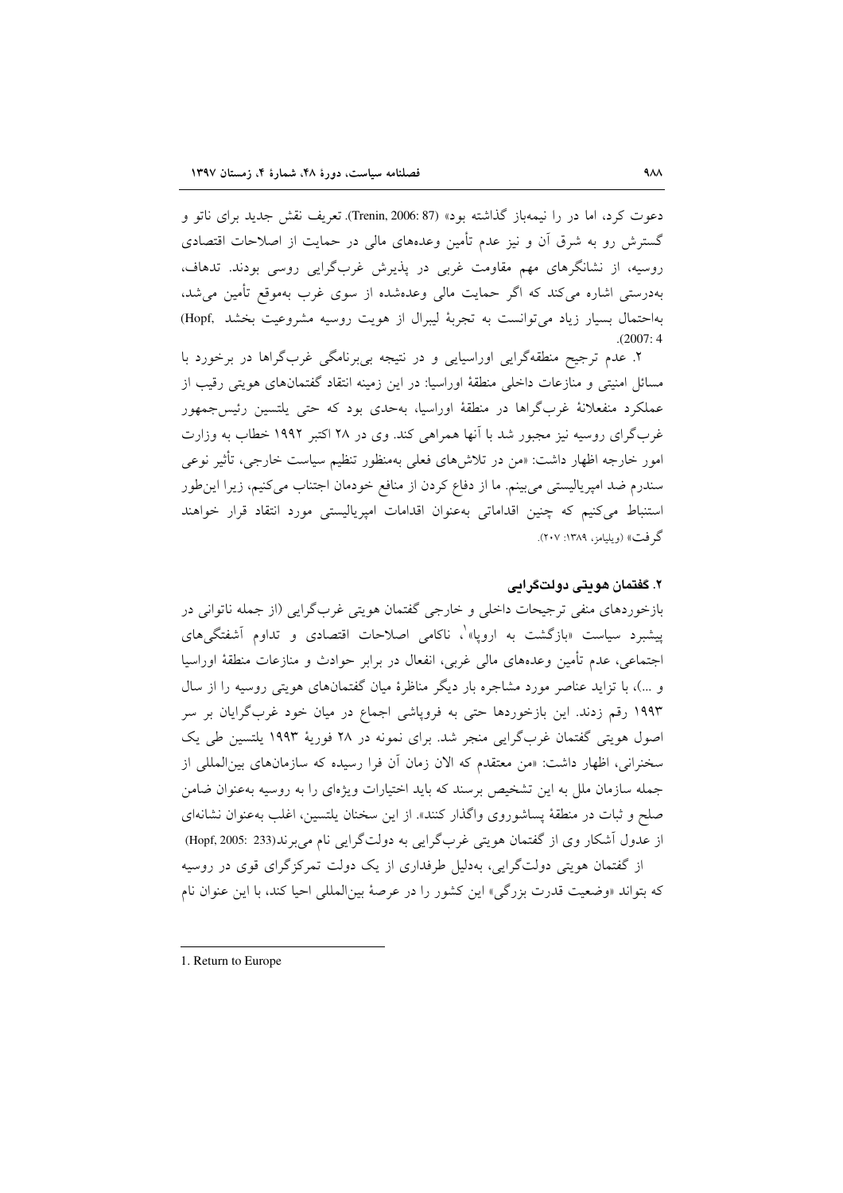دعوت کرد، اما در را نیمه‌باز گذاشته بود» (Trenin, 2006: 87). تعریف نقش جدید برای ناتو و گسترش رو به شرق آن و نیز عدم تأمین وعده‌های مالی در حمایت از اصلاحات اقتصادی روسیه، از نشانگرهای مهم مقاومت غربی در پذیرش غرب‌گرایی روسی بودند. تدهاف، به‌درستی اشاره می‌کند که اگر حمایت مالی وعده‌شده از سوی غرب به‌موقع تأمین می‌شد، به‌احتمال بسیار زیاد می‌توانست به تجربهٔ لیبرال از هویت روسیه مشروعیت بخشد (Hopf, 2007: 4).

۲. عدم ترجیح منطقه‌گرایی اوراسیایی و در نتیجه بی‌برنامگی غرب‌گراها در برخورد با مسائل امنیتی و منازعات داخلی منطقهٔ اوراسیا: در این زمینه انتقاد گفتمان‌های هویتی رقیب از عملکرد منفعلانهٔ غرب‌گراها در منطقهٔ اوراسیا، به‌حدی بود که حتی یلتسین رئیس‌جمهور غرب‌گرای روسیه نیز مجبور شد با آنها همراهی کند. وی در ۲۸ اکتبر ۱۹۹۲ خطاب به وزارت امور خارجه اظهار داشت: «من در تلاش‌های فعلی به‌منظور تنظیم سیاست خارجی، تأثیر نوعی سندرم ضد امپریالیستی می‌بینم. ما از دفاع کردن از منافع خودمان اجتناب می‌کنیم، زیرا این‌طور استنباط می‌کنیم که چنین اقداماتی به‌عنوان اقدامات امپریالیستی مورد انتقاد قرار خواهند گرفت» (ویلیامز، ۱۳۸۹: ۲۰۷).

### ۲. گفتمان هویتی دولت‌گرایی

بازخوردهای منفی ترجیحات داخلی و خارجی گفتمان هویتی غرب‌گرایی (از جمله ناتوانی در پیشبرد سیاست «بازگشت به اروپا»[1]، ناکامی اصلاحات اقتصادی و تداوم آشفتگی‌های اجتماعی، عدم تأمین وعده‌های مالی غربی، انفعال در برابر حوادث و منازعات منطقهٔ اوراسیا و ...)، با تزاید عناصر مورد مشاجره بار دیگر مناظرهٔ میان گفتمان‌های هویتی روسیه را از سال ۱۹۹۳ رقم زدند. این بازخوردها حتی به فروپاشی اجماع در میان خود غرب‌گرایان بر سر اصول هویتی گفتمان غرب‌گرایی منجر شد. برای نمونه در ۲۸ فوریهٔ ۱۹۹۳ یلتسین طی یک سخنرانی، اظهار داشت: «من معتقدم که الان زمان آن فرا رسیده که سازمان‌های بین‌المللی از جمله سازمان ملل به این تشخیص برسند که باید اختیارات ویژه‌ای را به روسیه به‌عنوان ضامن صلح و ثبات در منطقهٔ پساشوروی واگذار کنند». از این سخنان یلتسین، اغلب به‌عنوان نشانه‌ای از عدول آشکار وی از گفتمان هویتی غرب‌گرایی به دولت‌گرایی نام می‌برند(Hopf, 2005: 233)

از گفتمان هویتی دولت‌گرایی، به‌دلیل طرفداری از یک دولت تمرکزگرای قوی در روسیه که بتواند «وضعیت قدرت بزرگی» این کشور را در عرصهٔ بین‌المللی احیا کند، با این عنوان نام

---

1. Return to Europe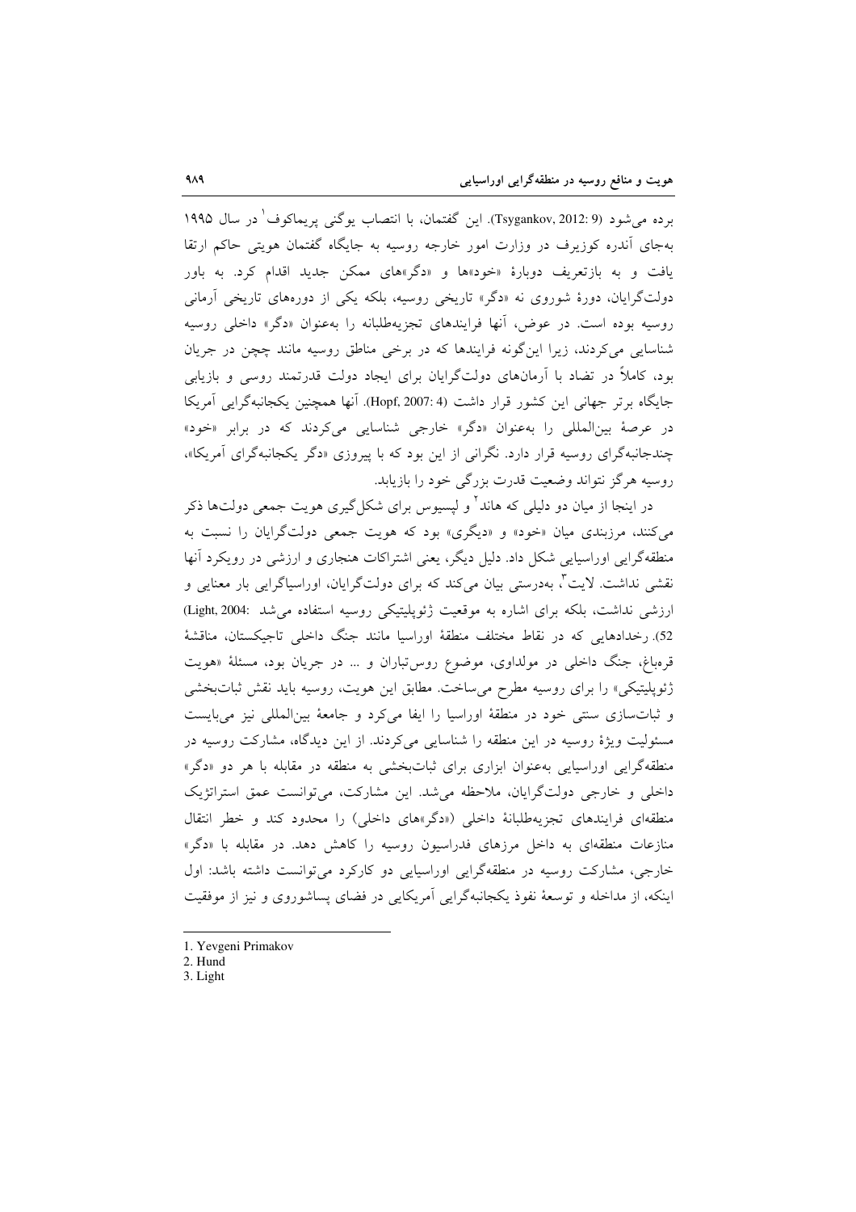برده می‌شود (Tsygankov, 2012: 9). این گفتمان، با انتصاب یوگنی پریماکوف[1] در سال ۱۹۹۵ به‌جای آندره کوزیرف در وزارت امور خارجه روسیه به جایگاه گفتمان هویتی حاکم ارتقا یافت و به بازتعریف دوبارهٔ «خود»ها و «دگر»های ممکن جدید اقدام کرد. به باور دولت‌گرایان، دورهٔ شوروی نه «دگر» تاریخی روسیه، بلکه یکی از دوره‌های تاریخی آرمانی روسیه بوده است. در عوض، آنها فرایندهای تجزیه‌طلبانه را به‌عنوان «دگر» داخلی روسیه شناسایی می‌کردند، زیرا این‌گونه فرایندها که در برخی مناطق روسیه مانند چچن در جریان بود، کاملاً در تضاد با آرمان‌های دولت‌گرایان برای ایجاد دولت قدرتمند روسی و بازیابی جایگاه برتر جهانی این کشور قرار داشت (Hopf, 2007: 4). آنها همچنین یکجانبه‌گرایی آمریکا در عرصهٔ بین‌المللی را به‌عنوان «دگر» خارجی شناسایی می‌کردند که در برابر «خود» چندجانبه‌گرای روسیه قرار دارد. نگرانی از این بود که با پیروزی «دگر یکجانبه‌گرای آمریکا»، روسیه هرگز نتواند وضعیت قدرت بزرگی خود را بازیابد.

در اینجا از میان دو دلیلی که هاند[2] و لپسیوس برای شکل‌گیری هویت جمعی دولت‌ها ذکر می‌کنند، مرزبندی میان «خود» و «دیگری» بود که هویت جمعی دولت‌گرایان را نسبت به منطقه‌گرایی اوراسیایی شکل داد. دلیل دیگر، یعنی اشتراکات هنجاری و ارزشی در رویکرد آنها نقشی نداشت. لایت[3]، به‌درستی بیان می‌کند که برای دولت‌گرایان، اوراسیاگرایی بار معنایی و ارزشی نداشت، بلکه برای اشاره به موقعیت ژئوپلیتیکی روسیه استفاده می‌شد (Light, 2004: 52). رخدادهایی که در نقاط مختلف منطقهٔ اوراسیا مانند جنگ داخلی تاجیکستان، مناقشهٔ قره‌باغ، جنگ داخلی در مولداوی، موضوع روس‌تباران و ... در جریان بود، مسئلهٔ «هویت ژئوپلیتیکی» را برای روسیه مطرح می‌ساخت. مطابق این هویت، روسیه باید نقش ثبات‌بخشی و ثبات‌سازی سنتی خود در منطقهٔ اوراسیا را ایفا می‌کرد و جامعهٔ بین‌المللی نیز می‌بایست مسئولیت ویژهٔ روسیه در این منطقه را شناسایی می‌کردند. از این دیدگاه، مشارکت روسیه در منطقه‌گرایی اوراسیایی به‌عنوان ابزاری برای ثبات‌بخشی به منطقه در مقابله با هر دو «دگر» داخلی و خارجی دولت‌گرایان، ملاحظه می‌شد. این مشارکت، می‌توانست عمق استراتژیک منطقه‌ای فرایندهای تجزیه‌طلبانهٔ داخلی («دگر»های داخلی) را محدود کند و خطر انتقال منازعات منطقه‌ای به داخل مرزهای فدراسیون روسیه را کاهش دهد. در مقابله با «دگر» خارجی، مشارکت روسیه در منطقه‌گرایی اوراسیایی دو کارکرد می‌توانست داشته باشد: اول اینکه، از مداخله و توسعهٔ نفوذ یکجانبه‌گرایی آمریکایی در فضای پساشوروی و نیز از موفقیت

---

1. Yevgeni Primakov
2. Hund
3. Light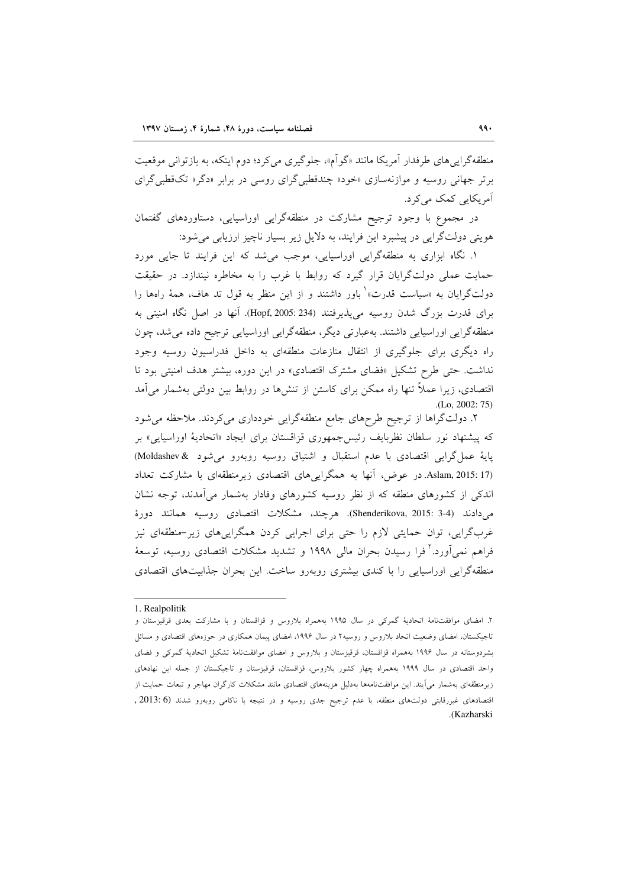منطقه‌گرایی‌های طرفدار آمریکا مانند «گوآم»، جلوگیری می‌کرد؛ دوم اینکه، به بازتوانی موقعیت برتر جهانی روسیه و موازنه‌سازی «خود» چندقطبی‌گرای روسی در برابر «دگر» تک‌قطبی‌گرای آمریکایی کمک می‌کرد.

در مجموع با وجود ترجیح مشارکت در منطقه‌گرایی اوراسیایی، دستاوردهای گفتمان هویتی دولت‌گرایی در پیشبرد این فرایند، به دلایل زیر بسیار ناچیز ارزیابی می‌شود:

۱. نگاه ابزاری به منطقه‌گرایی اوراسیایی، موجب می‌شد که این فرایند تا جایی مورد حمایت عملی دولت‌گرایان قرار گیرد که روابط با غرب را به مخاطره نیندازد. در حقیقت دولت‌گرایان به «سیاست قدرت»[1] باور داشتند و از این منظر به قول تد هاف، همهٔ راه‌ها را برای قدرت بزرگ شدن روسیه می‌پذیرفتند (Hopf, 2005: 234). آنها در اصل نگاه امنیتی به منطقه‌گرایی اوراسیایی داشتند. به‌عبارتی دیگر، منطقه‌گرایی اوراسیایی ترجیح داده می‌شد، چون راه دیگری برای جلوگیری از انتقال منازعات منطقه‌ای به داخل فدراسیون روسیه وجود نداشت. حتی طرح تشکیل «فضای مشترک اقتصادی» در این دوره، بیشتر هدف امنیتی بود تا اقتصادی، زیرا عملاً تنها راه ممکن برای کاستن از تنش‌ها در روابط بین دولتی به‌شمار می‌آمد (Lo, 2002: 75).

۲. دولت‌گراها از ترجیح طرح‌های جامع منطقه‌گرایی خودداری می‌کردند. ملاحظه می‌شود که پیشنهاد نور سلطان نظربایف رئیس‌جمهوری قزاقستان برای ایجاد «اتحادیهٔ اوراسیایی» بر پایهٔ عمل‌گرایی اقتصادی با عدم استقبال و اشتیاق روسیه روبه‌رو می‌شود (Moldashev & Aslam, 2015: 17). در عوض، آنها به همگرایی‌های اقتصادی زیرمنطقه‌ای با مشارکت تعداد اندکی از کشورهای منطقه که از نظر روسیه کشورهای وفادار به‌شمار می‌آمدند، توجه نشان می‌دادند (Shenderikova, 2015: 3-4). هرچند، مشکلات اقتصادی روسیه همانند دورهٔ غرب‌گرایی، توان حمایتی لازم را حتی برای اجرایی کردن همگرایی‌های زیر-منطقه‌ای نیز فراهم نمی‌آورد.[2] فرا رسیدن بحران مالی ۱۹۹۸ و تشدید مشکلات اقتصادی روسیه، توسعهٔ منطقه‌گرایی اوراسیایی را با کندی بیشتری روبه‌رو ساخت. این بحران جذابیت‌های اقتصادی

---

1. Realpolitik

۲. امضای موافقت‌نامهٔ اتحادیهٔ گمرکی در سال ۱۹۹۵ به‌همراه بلاروس و قزاقستان و با مشارکت بعدی قرقیزستان و تاجیکستان، امضای وضعیت اتحاد بلاروس و روسیه۲ در سال ۱۹۹۶، امضای پیمان همکاری در حوزه‌های اقتصادی و مسائل بشردوستانه در سال ۱۹۹۶ به‌همراه قزاقستان، قرقیزستان و بلاروس و امضای موافقت‌نامهٔ تشکیل اتحادیهٔ گمرکی و فضای واحد اقتصادی در سال ۱۹۹۹ به‌همراه چهار کشور بلاروس، قزاقستان، قرقیزستان و تاجیکستان از جمله این نهادهای زیرمنطقه‌ای به‌شمار می‌آیند. این موافقت‌نامه‌ها به‌دلیل هزینه‌های اقتصادی مانند مشکلات کارگران مهاجر و تبعات حمایت از اقتصادهای غیررقابتی دولت‌های منطقه، با عدم ترجیح جدی روسیه و در نتیجه با ناکامی روبه‌رو شدند (Kazharski, 2013: 6).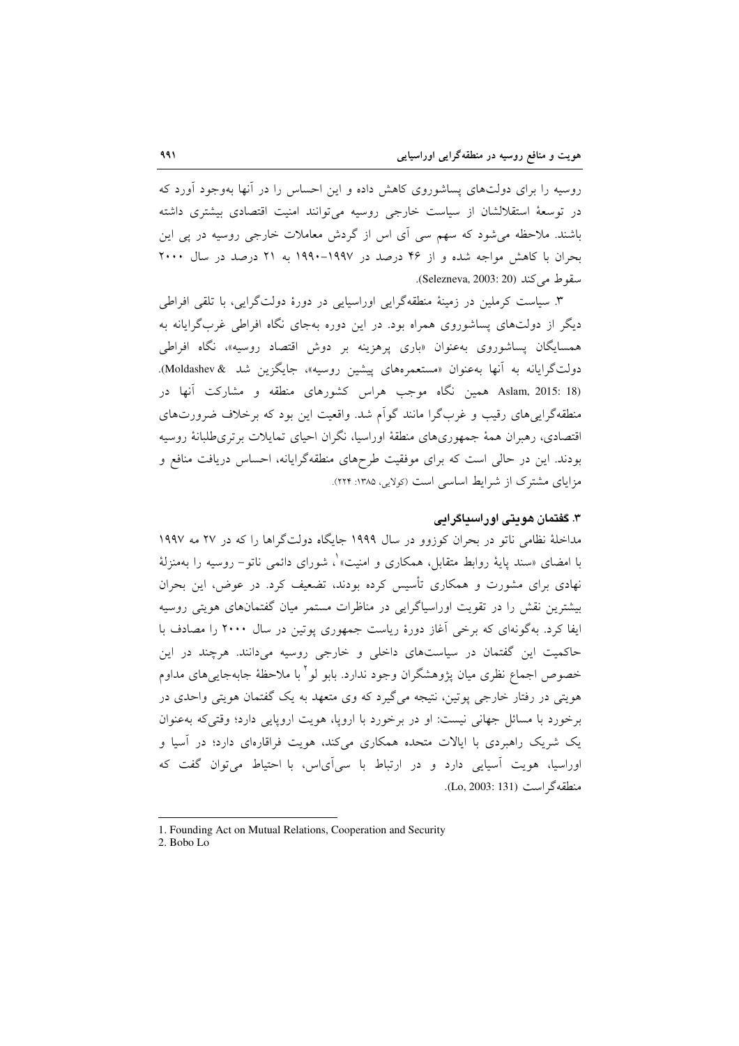روسیه را برای دولت‌های پساشوروی کاهش داده و این احساس را در آنها به‌وجود آورد که در توسعهٔ استقلالشان از سیاست خارجی روسیه می‌توانند امنیت اقتصادی بیشتری داشته باشند. ملاحظه می‌شود که سهم سی آی اس از گردش معاملات خارجی روسیه در پی این بحران با کاهش مواجه شده و از ۴۶ درصد در ۱۹۹۷–۱۹۹۰ به ۲۱ درصد در سال ۲۰۰۰ سقوط می‌کند (Selezneva, 2003: 20).

۳. سیاست کرملین در زمینهٔ منطقه‌گرایی اوراسیایی در دورهٔ دولت‌گرایی، با تلقی افراطی دیگر از دولت‌های پساشوروی همراه بود. در این دوره به‌جای نگاه افراطی غرب‌گرایانه به همسایگان پساشوروی به‌عنوان «باری پرهزینه بر دوش اقتصاد روسیه»، نگاه افراطی دولت‌گرایانه به آنها به‌عنوان «مستعمره‌های پیشین روسیه»، جایگزین شد (Moldashev & Aslam, 2015: 18). همین نگاه موجب هراس کشورهای منطقه و مشارکت آنها در منطقه‌گرایی‌های رقیب و غرب‌گرا مانند گوآم شد. واقعیت این بود که برخلاف ضرورت‌های اقتصادی، رهبران همهٔ جمهوری‌های منطقهٔ اوراسیا، نگران احیای تمایلات برتری‌طلبانهٔ روسیه بودند. این در حالی است که برای موفقیت طرح‌های منطقه‌گرایانه، احساس دریافت منافع و مزایای مشترک از شرایط اساسی است (کولایی، ۱۳۸۵: ۲۲۴).

### ۳. گفتمان هویتی اوراسیاگرایی

مداخلهٔ نظامی ناتو در بحران کوزوو در سال ۱۹۹۹ جایگاه دولت‌گراها را که در ۲۷ مه ۱۹۹۷ با امضای «سند پایهٔ روابط متقابل، همکاری و امنیت»[1]، شورای دائمی ناتو– روسیه را به‌منزلهٔ نهادی برای مشورت و همکاری تأسیس کرده بودند، تضعیف کرد. در عوض، این بحران بیشترین نقش را در تقویت اوراسیاگرایی در مناظرات مستمر میان گفتمان‌های هویتی روسیه ایفا کرد. به‌گونه‌ای که برخی آغاز دورهٔ ریاست جمهوری پوتین در سال ۲۰۰۰ را مصادف با حاکمیت این گفتمان در سیاست‌های داخلی و خارجی روسیه می‌دانند. هرچند در این خصوص اجماع نظری میان پژوهشگران وجود ندارد. بابو لو[2] با ملاحظهٔ جابه‌جایی‌های مداوم هویتی در رفتار خارجی پوتین، نتیجه می‌گیرد که وی متعهد به یک گفتمان هویتی واحدی در برخورد با مسائل جهانی نیست: او در برخورد با اروپا، هویت اروپایی دارد؛ وقتی‌که به‌عنوان یک شریک راهبردی با ایالات متحده همکاری می‌کند، هویت فراقاره‌ای دارد؛ در آسیا و اوراسیا، هویت آسیایی دارد و در ارتباط با سی‌آی‌اس، با احتیاط می‌توان گفت که منطقه‌گراست (Lo, 2003: 131).

---

1. Founding Act on Mutual Relations, Cooperation and Security
2. Bobo Lo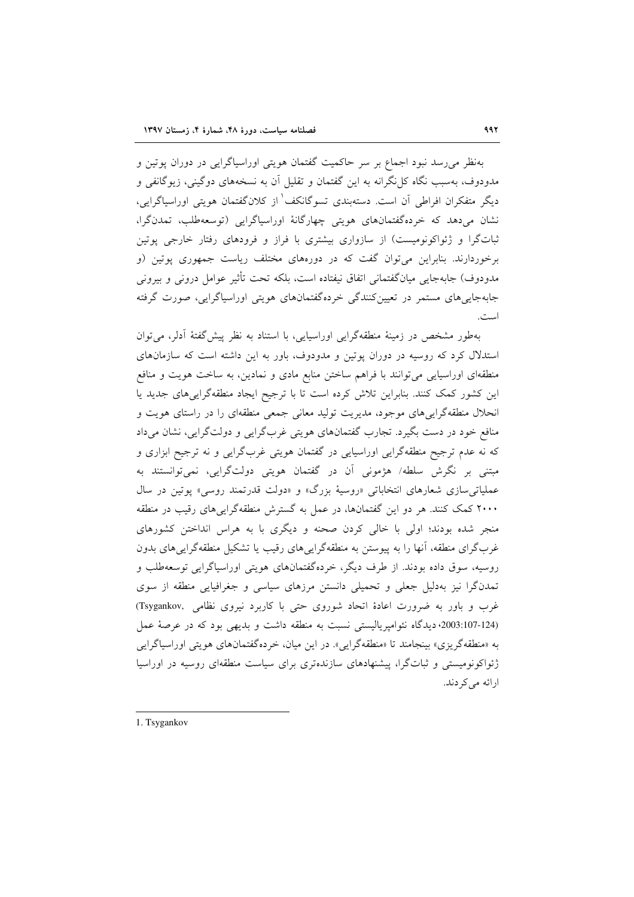به‌نظر می‌رسد نبود اجماع بر سر حاکمیت گفتمان هویتی اوراسیاگرایی در دوران پوتین و مدودوف، به‌سبب نگاه کل‌نگرانه به این گفتمان و تقلیل آن به نسخه‌های دوگینی، زیوگانفی و دیگر متفکران افراطی آن است. دسته‌بندی تسوگانکف[1] از کلان‌گفتمان هویتی اوراسیاگرایی، نشان می‌دهد که خرده‌گفتمان‌های هویتی چهارگانهٔ اوراسیاگرایی (توسعه‌طلب، تمدن‌گرا، ثبات‌گرا و ژئواکونومیست) از سازواری بیشتری با فراز و فرودهای رفتار خارجی پوتین برخوردارند. بنابراین می‌توان گفت که در دوره‌های مختلف ریاست جمهوری پوتین (و مدودوف) جابه‌جایی میان‌گفتمانی اتفاق نیفتاده است، بلکه تحت تأثیر عوامل درونی و بیرونی جابه‌جایی‌های مستمر در تعیین‌کنندگی خرده‌گفتمان‌های هویتی اوراسیاگرایی، صورت گرفته است.

به‌طور مشخص در زمینهٔ منطقه‌گرایی اوراسیایی، با استناد به نظر پیش‌گفتهٔ آدلر، می‌توان استدلال کرد که روسیه در دوران پوتین و مدودوف، باور به این داشته است که سازمان‌های منطقه‌ای اوراسیایی می‌توانند با فراهم ساختن منابع مادی و نمادین، به ساخت هویت و منافع این کشور کمک کنند. بنابراین تلاش کرده است تا با ترجیح ایجاد منطقه‌گرایی‌های جدید یا انحلال منطقه‌گرایی‌های موجود، مدیریت تولید معانی جمعی منطقه‌ای را در راستای هویت و منافع خود در دست بگیرد. تجارب گفتمان‌های هویتی غرب‌گرایی و دولت‌گرایی، نشان می‌داد که نه عدم ترجیح منطقه‌گرایی اوراسیایی در گفتمان هویتی غرب‌گرایی و نه ترجیح ابزاری و مبتنی بر نگرش سلطه/ هژمونی آن در گفتمان هویتی دولت‌گرایی، نمی‌توانستند به عملیاتی‌سازی شعارهای انتخاباتی «روسیهٔ بزرگ» و «دولت قدرتمند روسی» پوتین در سال ۲۰۰۰ کمک کنند. هر دو این گفتمان‌ها، در عمل به گسترش منطقه‌گرایی‌های رقیب در منطقه منجر شده بودند؛ اولی با خالی کردن صحنه و دیگری با به هراس انداختن کشورهای غرب‌گرای منطقه، آنها را به پیوستن به منطقه‌گرایی‌های رقیب یا تشکیل منطقه‌گرایی‌های بدون روسیه، سوق داده بودند. از طرف دیگر، خرده‌گفتمان‌های هویتی اوراسیاگرایی توسعه‌طلب و تمدن‌گرا نیز به‌دلیل جعلی و تحمیلی دانستن مرزهای سیاسی و جغرافیایی منطقه از سوی غرب و باور به ضرورت اعادهٔ اتحاد شوروی حتی با کاربرد نیروی نظامی (Tsygankov, 2003:107-124)، دیدگاه نئوامپریالیستی نسبت به منطقه داشت و بدیهی بود که در عرصهٔ عمل به «منطقه‌گریزی» بینجامند تا «منطقه‌گرایی». در این میان، خرده‌گفتمان‌های هویتی اوراسیاگرایی ژئواکونومیستی و ثبات‌گرا، پیشنهادهای سازنده‌تری برای سیاست منطقه‌ای روسیه در اوراسیا ارائه می‌کردند.

---

1. Tsygankov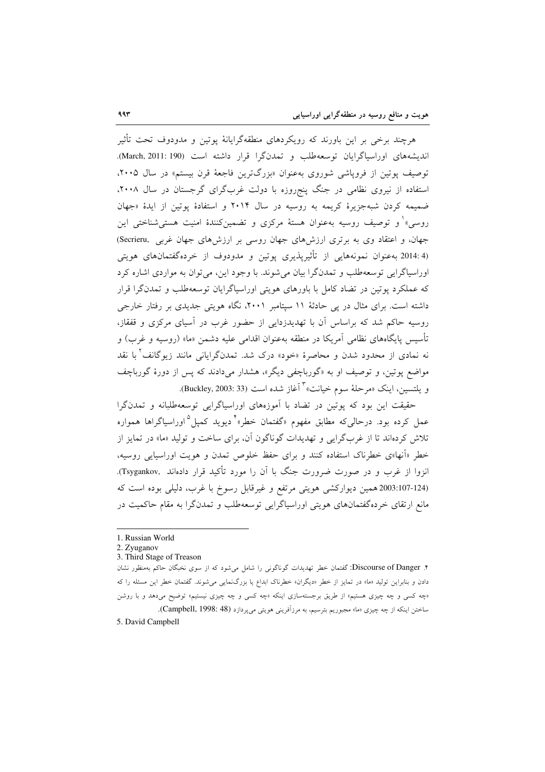هرچند برخی بر این باورند که رویکردهای منطقه‌گرایانهٔ پوتین و مدودوف تحت تأثیر اندیشه‌های اوراسیاگرایان توسعه‌طلب و تمدن‌گرا قرار داشته است (March, 2011: 190). توصیف پوتین از فروپاشی شوروی به‌عنوان «بزرگ‌ترین فاجعهٔ قرن بیستم» در سال ۲۰۰۵، استفاده از نیروی نظامی در جنگ پنج‌روزه با دولت غرب‌گرای گرجستان در سال ۲۰۰۸، ضمیمه کردن شبه‌جزیرهٔ کریمه به روسیه در سال ۲۰۱۴ و استفادهٔ پوتین از ایدهٔ «جهان روسی»[1] و توصیف روسیه به‌عنوان هستهٔ مرکزی و تضمین‌کنندهٔ امنیت هستی‌شناختی این جهان، و اعتقاد وی به برتری ارزش‌های جهان روسی بر ارزش‌های جهان غربی (Secrieru, 2014: 4) به‌عنوان نمونه‌هایی از تأثیرپذیری پوتین و مدودوف از خرده‌گفتمان‌های هویتی اوراسیاگرایی توسعه‌طلب و تمدن‌گرا بیان می‌شوند. با وجود این، می‌توان به مواردی اشاره کرد که عملکرد پوتین در تضاد کامل با باورهای هویتی اوراسیاگرایان توسعه‌طلب و تمدن‌گرا قرار داشته است. برای مثال در پی حادثهٔ ۱۱ سپتامبر ۲۰۰۱، نگاه هویتی جدیدی بر رفتار خارجی روسیه حاکم شد که براساس آن با تهدیدزدایی از حضور غرب در آسیای مرکزی و قفقاز، تأسیس پایگاه‌های نظامی آمریکا در منطقه به‌عنوان اقدامی علیه دشمن «ما» (روسیه و غرب) و نه نمادی از محدود شدن و محاصرهٔ «خود» درک شد. تمدن‌گرایانی مانند زیوگانف[2] با نقد مواضع پوتین، و توصیف او به «گورباچفی دیگر»، هشدار می‌دادند که پس از دورهٔ گورباچف و یلتسین، اینک «مرحلهٔ سوم خیانت»[3] آغاز شده است (Buckley, 2003: 33).

حقیقت این بود که پوتین در تضاد با آموزه‌های اوراسیاگرایی توسعه‌طلبانه و تمدن‌گرا عمل کرده بود. درحالی‌که مطابق مفهوم «گفتمان خطر»[4] دیوید کمپل[5] اوراسیاگراها همواره تلاش کرده‌اند تا از غرب‌گرایی و تهدیدات گوناگون آن، برای ساخت و تولید «ما» در تمایز از خطر «آنها»ی خطرناک استفاده کنند و برای حفظ خلوص تمدن و هویت اوراسیایی روسیه، انزوا از غرب و در صورت ضرورت جنگ با آن را مورد تأکید قرار داده‌اند (Tsygankov, 2003:107-124). همین دیوارکشی هویتی مرتفع و غیرقابل رسوخ با غرب، دلیلی بوده است که مانع ارتقای خرده‌گفتمان‌های هویتی اوراسیاگرایی توسعه‌طلب و تمدن‌گرا به مقام حاکمیت در

---

1. Russian World
2. Zyuganov
3. Third Stage of Treason
4. Discourse of Danger: گفتمان خطر تهدیدات گوناگونی را شامل می‌شود که از سوی نخبگان حاکم به‌منظور نشان دادن و بنابراین تولید «ما» در تمایز از خطر «دیگران» خطرناک ابداع یا بزرگ‌نمایی می‌شوند. گفتمان خطر این مسئله را که «چه کسی و چه چیزی هستیم» از طریق برجسته‌سازی اینکه «چه کسی و چه چیزی نیستیم» توضیح می‌دهد و با روشن ساختن اینکه از چه چیزی «ما» مجبوریم بترسیم، به مرزآفرینی هویتی می‌پردازد (Campbell, 1998: 48).
5. David Campbell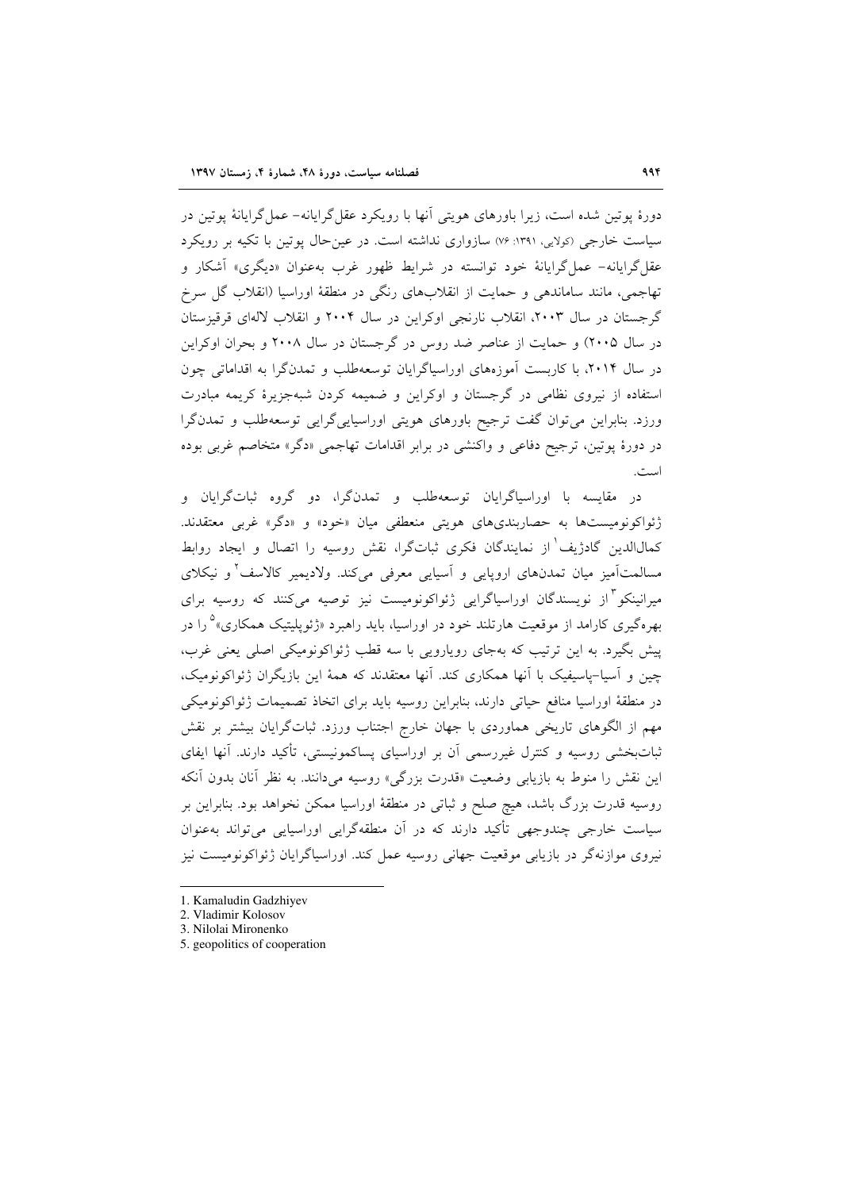دورهٔ پوتین شده است، زیرا باورهای هویتی آنها با رویکرد عقل‌گرایانه- عمل‌گرایانهٔ پوتین در سیاست خارجی (کولایی، ۱۳۹۱: ۷۶) سازواری نداشته است. در عین‌حال پوتین با تکیه بر رویکرد عقل‌گرایانه- عمل‌گرایانهٔ خود توانسته در شرایط ظهور غرب به‌عنوان «دیگری» آشکار و تهاجمی، مانند ساماندهی و حمایت از انقلاب‌های رنگی در منطقهٔ اوراسیا (انقلاب گل سرخ گرجستان در سال ۲۰۰۳، انقلاب نارنجی اوکراین در سال ۲۰۰۴ و انقلاب لاله‌ای قرقیزستان در سال ۲۰۰۵) و حمایت از عناصر ضد روس در گرجستان در سال ۲۰۰۸ و بحران اوکراین در سال ۲۰۱۴، با کاربست آموزه‌های اوراسیاگرایان توسعه‌طلب و تمدن‌گرا به اقداماتی چون استفاده از نیروی نظامی در گرجستان و اوکراین و ضمیمه کردن شبه‌جزیرهٔ کریمه مبادرت ورزد. بنابراین می‌توان گفت ترجیح باورهای هویتی اوراسیایی‌گرایی توسعه‌طلب و تمدن‌گرا در دورهٔ پوتین، ترجیح دفاعی و واکنشی در برابر اقدامات تهاجمی «دگر» متخاصم غربی بوده است.

در مقایسه با اوراسیاگرایان توسعه‌طلب و تمدن‌گرا، دو گروه ثبات‌گرایان و ژئواکونومیست‌ها به حصاربندی‌های هویتی منعطفی میان «خود» و «دگر» غربی معتقدند. کمال‌الدین گادژیف[1] از نمایندگان فکری ثبات‌گرا، نقش روسیه را اتصال و ایجاد روابط مسالمت‌آمیز میان تمدن‌های اروپایی و آسیایی معرفی می‌کند. ولادیمیر کالاسف[2] و نیکلای میرانینکو[3] از نویسندگان اوراسیاگرایی ژئواکونومیست نیز توصیه می‌کنند که روسیه برای بهره‌گیری کارامد از موقعیت هارتلند خود در اوراسیا، باید راهبرد «ژئوپلیتیک همکاری»[5] را در پیش بگیرد. به این ترتیب که به‌جای رویارویی با سه قطب ژئواکونومیکی اصلی یعنی غرب، چین و آسیا-پاسیفیک با آنها همکاری کند. آنها معتقدند که همهٔ این بازیگران ژئواکونومیک، در منطقهٔ اوراسیا منافع حیاتی دارند، بنابراین روسیه باید برای اتخاذ تصمیمات ژئواکونومیکی مهم از الگوهای تاریخی هماوردی با جهان خارج اجتناب ورزد. ثبات‌گرایان بیشتر بر نقش ثبات‌بخشی روسیه و کنترل غیررسمی آن بر اوراسیای پساکمونیستی، تأکید دارند. آنها ایفای این نقش را منوط به بازیابی وضعیت «قدرت بزرگی» روسیه می‌دانند. به نظر آنان بدون آنکه روسیه قدرت بزرگ باشد، هیچ صلح و ثباتی در منطقهٔ اوراسیا ممکن نخواهد بود. بنابراین بر سیاست خارجی چندوجهی تأکید دارند که در آن منطقه‌گرایی اوراسیایی می‌تواند به‌عنوان نیروی موازنه‌گر در بازیابی موقعیت جهانی روسیه عمل کند. اوراسیاگرایان ژئواکونومیست نیز

---

1. Kamaludin Gadzhiyev
2. Vladimir Kolosov
3. Nilolai Mironenko
5. geopolitics of cooperation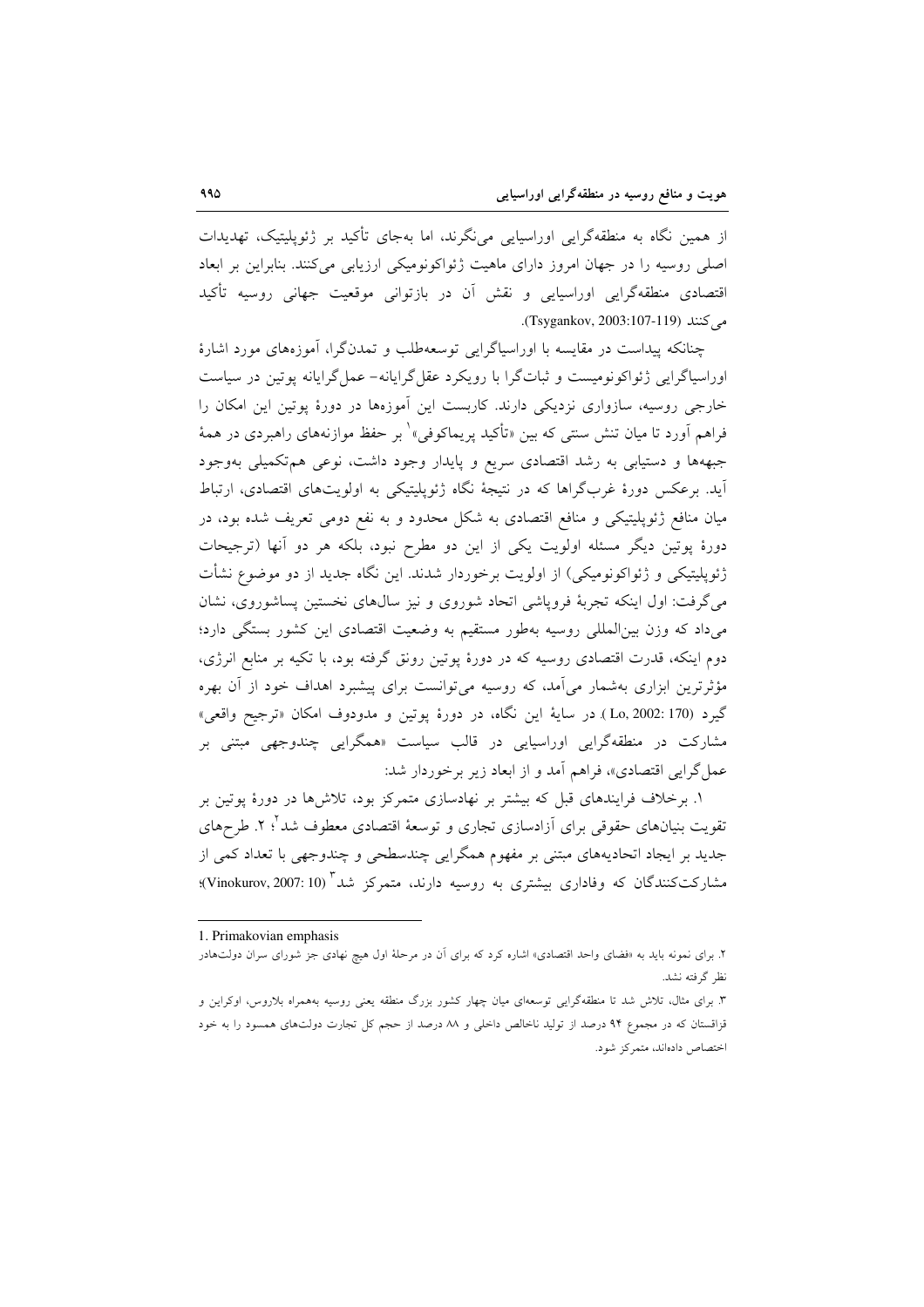از همین نگاه به منطقه‌گرایی اوراسیایی می‌نگرند، اما به‌جای تأکید بر ژئوپلیتیک، تهدیدات اصلی روسیه را در جهان امروز دارای ماهیت ژئواکونومیکی ارزیابی می‌کنند. بنابراین بر ابعاد اقتصادی منطقه‌گرایی اوراسیایی و نقش آن در بازتوانی موقعیت جهانی روسیه تأکید می‌کنند (Tsygankov, 2003:107-119).

چنانکه پیداست در مقایسه با اوراسیاگرایی توسعه‌طلب و تمدن‌گرا، آموزه‌های مورد اشارهٔ اوراسیاگرایی ژئواکونومیست و ثبات‌گرا با رویکرد عقل‌گرایانه- عمل‌گرایانه پوتین در سیاست خارجی روسیه، سازواری نزدیکی دارند. کاربست این آموزه‌ها در دورهٔ پوتین این امکان را فراهم آورد تا میان تنش سنتی که بین «تأکید پریماکوفی»[1] بر حفظ موازنه‌های راهبردی در همهٔ جبهه‌ها و دستیابی به رشد اقتصادی سریع و پایدار وجود داشت، نوعی هم‌تکمیلی به‌وجود آید. برعکس دورهٔ غرب‌گراها که در نتیجهٔ نگاه ژئوپلیتیکی به اولویت‌های اقتصادی، ارتباط میان منافع ژئوپلیتیکی و منافع اقتصادی به شکل محدود و به نفع دومی تعریف شده بود، در دورهٔ پوتین دیگر مسئله اولویت یکی از این دو مطرح نبود، بلکه هر دو آنها (ترجیحات ژئوپلیتیکی و ژئواکونومیکی) از اولویت برخوردار شدند. این نگاه جدید از دو موضوع نشأت می‌گرفت: اول اینکه تجربهٔ فروپاشی اتحاد شوروی و نیز سال‌های نخستین پساشوروی، نشان می‌داد که وزن بین‌المللی روسیه به‌طور مستقیم به وضعیت اقتصادی این کشور بستگی دارد؛ دوم اینکه، قدرت اقتصادی روسیه که در دورهٔ پوتین رونق گرفته بود، با تکیه بر منابع انرژی، مؤثرترین ابزاری به‌شمار می‌آمد، که روسیه می‌توانست برای پیشبرد اهداف خود از آن بهره گیرد (Lo, 2002: 170). در سایهٔ این نگاه، در دورهٔ پوتین و مدودوف امکان «ترجیح واقعی» مشارکت در منطقه‌گرایی اوراسیایی در قالب سیاست «همگرایی چندوجهی مبتنی بر عمل‌گرایی اقتصادی»، فراهم آمد و از ابعاد زیر برخوردار شد:

۱. برخلاف فرایندهای قبل که بیشتر بر نهادسازی متمرکز بود، تلاش‌ها در دورهٔ پوتین بر تقویت بنیان‌های حقوقی برای آزادسازی تجاری و توسعهٔ اقتصادی معطوف شد[2]؛ ۲. طرح‌های جدید بر ایجاد اتحادیه‌های مبتنی بر مفهوم همگرایی چندسطحی و چندوجهی با تعداد کمی از مشارکت‌کنندگان که وفاداری بیشتری به روسیه دارند، متمرکز شد[3] (Vinokurov, 2007: 10)؛

---

1. Primakovian emphasis

۲. برای نمونه باید به «فضای واحد اقتصادی» اشاره کرد که برای آن در مرحلهٔ اول هیچ نهادی جز شورای سران دولت‌هادر نظر گرفته نشد.

۳. برای مثال، تلاش شد تا منطقه‌گرایی توسعه‌ای میان چهار کشور بزرگ منطقه یعنی روسیه به‌همراه بلاروس، اوکراین و قزاقستان که در مجموع ۹۴ درصد از تولید ناخالص داخلی و ۸۸ درصد از حجم کل تجارت دولت‌های همسود را به خود اختصاص داده‌اند، متمرکز شود.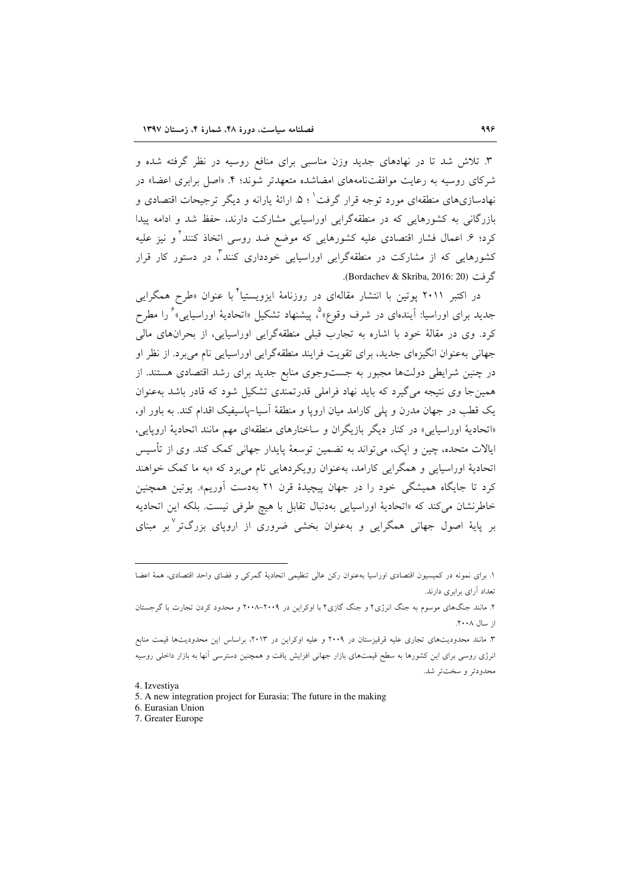۳. تلاش شد تا در نهادهای جدید وزن مناسبی برای منافع روسیه در نظر گرفته شده و شرکای روسیه به رعایت موافقت‌نامه‌های امضاشده متعهدتر شوند؛ ۴. «اصل برابری اعضا» در نهادسازی‌های منطقه‌ای مورد توجه قرار گرفت[۱]؛ ۵. ارائهٔ یارانه و دیگر ترجیحات اقتصادی و بازرگانی به کشورهایی که در منطقه‌گرایی اوراسیایی مشارکت دارند، حفظ شد و ادامه پیدا کرد؛ ۶. اعمال فشار اقتصادی علیه کشورهایی که موضع ضد روسی اتخاذ کنند[۲] و نیز علیه کشورهایی که از مشارکت در منطقه‌گرایی اوراسیایی خودداری کنند[۳]، در دستور کار قرار گرفت (Bordachev & Skriba, 2016: 20).

در اکتبر ۲۰۱۱ پوتین با انتشار مقاله‌ای در روزنامهٔ ایزویستیا[۴] با عنوان «طرح همگرایی جدید برای اوراسیا: آینده‌ای در شرف وقوع»[۵]، پیشنهاد تشکیل «اتحادیهٔ اوراسیایی»[۶] را مطرح کرد. وی در مقالهٔ خود با اشاره به تجارب قبلی منطقه‌گرایی اوراسیایی، از بحران‌های مالی جهانی به‌عنوان انگیزه‌ای جدید، برای تقویت فرایند منطقه‌گرایی اوراسیایی نام می‌برد. از نظر او در چنین شرایطی دولت‌ها مجبور به جست‌وجوی منابع جدید برای رشد اقتصادی هستند. از همین‌جا وی نتیجه می‌گیرد که باید نهاد فراملی قدرتمندی تشکیل شود که قادر باشد به‌عنوان یک قطب در جهان مدرن و پلی کارامد میان اروپا و منطقهٔ آسیا-پاسیفیک اقدام کند. به باور او، «اتحادیهٔ اوراسیایی» در کنار دیگر بازیگران و ساختارهای منطقه‌ای مهم مانند اتحادیهٔ اروپایی، ایالات متحده، چین و اپک، می‌تواند به تضمین توسعهٔ پایدار جهانی کمک کند. وی از تأسیس اتحادیهٔ اوراسیایی و همگرایی کارامد، به‌عنوان رویکردهایی نام می‌برد که «به ما کمک خواهند کرد تا جایگاه همیشگی خود را در جهان پیچیدهٔ قرن ۲۱ به‌دست آوریم». پوتین همچنین خاطرنشان می‌کند که «اتحادیهٔ اوراسیایی به‌دنبال تقابل با هیچ طرفی نیست. بلکه این اتحادیه بر پایهٔ اصول جهانی همگرایی و به‌عنوان بخشی ضروری از اروپای بزرگ‌تر[۷] بر مبنای

---

۱. برای نمونه در کمیسیون اقتصادی اوراسیا به‌عنوان رکن عالی تنظیمی اتحادیهٔ گمرکی و فضای واحد اقتصادی، همهٔ اعضا تعداد آرای برابری دارند.

۲. مانند جنگ‌های موسوم به جنگ انرژی۲ و جنگ گازی۲ با اوکراین در ۲۰۰۹-۲۰۰۸ و محدود کردن تجارت با گرجستان از سال ۲۰۰۸.

۳. مانند محدودیت‌های تجاری علیه قرقیزستان در ۲۰۰۹ و علیه اوکراین در ۲۰۱۳، براساس این محدودیت‌ها قیمت منابع انرژی روسی برای این کشورها به سطح قیمت‌های بازار جهانی افزایش یافت و همچنین دسترسی آنها به بازار داخلی روسیه محدودتر و سخت‌تر شد.

4. Izvestiya

5. A new integration project for Eurasia: The future in the making

6. Eurasian Union

7. Greater Europe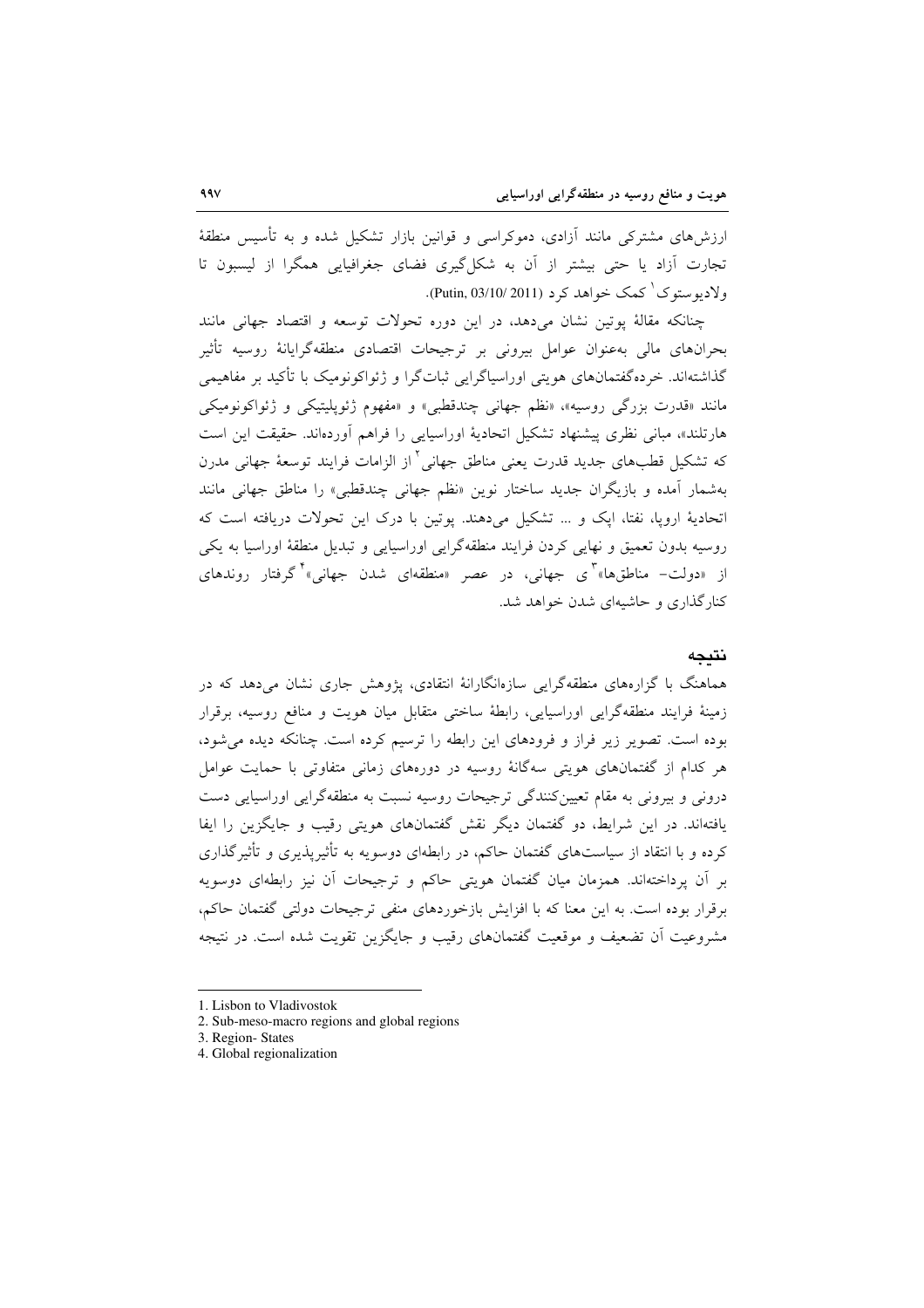ارزش‌های مشترکی مانند آزادی، دموکراسی و قوانین بازار تشکیل شده و به تأسیس منطقهٔ تجارت آزاد یا حتی بیشتر از آن به شکل‌گیری فضای جغرافیایی همگرا از لیسبون تا ولادیوستوک[1] کمک خواهد کرد (Putin, 03/10/ 2011).

چنانکه مقالهٔ پوتین نشان می‌دهد، در این دوره تحولات توسعه و اقتصاد جهانی مانند بحران‌های مالی به‌عنوان عوامل بیرونی بر ترجیحات اقتصادی منطقه‌گرایانهٔ روسیه تأثیر گذاشته‌اند. خرده‌گفتمان‌های هویتی اوراسیاگرایی ثبات‌گرا و ژئواکونومیک با تأکید بر مفاهیمی مانند «قدرت بزرگی روسیه»، «نظم جهانی چندقطبی» و «مفهوم ژئوپلیتیکی و ژئواکونومیکی هارتلند»، مبانی نظری پیشنهاد تشکیل اتحادیهٔ اوراسیایی را فراهم آورده‌اند. حقیقت این است که تشکیل قطب‌های جدید قدرت یعنی مناطق جهانی[2] از الزامات فرایند توسعهٔ جهانی مدرن به‌شمار آمده و بازیگران جدید ساختار نوین «نظم جهانی چندقطبی» را مناطق جهانی مانند اتحادیهٔ اروپا، نفتا، اپک و ... تشکیل می‌دهند. پوتین با درک این تحولات دریافته است که روسیه بدون تعمیق و نهایی کردن فرایند منطقه‌گرایی اوراسیایی و تبدیل منطقهٔ اوراسیا به یکی از «دولت- مناطق‌ها»[3]ی جهانی، در عصر «منطقه‌ای شدن جهانی»[4] گرفتار روندهای کنارگذاری و حاشیه‌ای شدن خواهد شد.

## نتیجه

هماهنگ با گزاره‌های منطقه‌گرایی سازه‌انگارانهٔ انتقادی، پژوهش جاری نشان می‌دهد که در زمینهٔ فرایند منطقه‌گرایی اوراسیایی، رابطهٔ ساختی متقابل میان هویت و منافع روسیه، برقرار بوده است. تصویر زیر فراز و فرودهای این رابطه را ترسیم کرده است. چنانکه دیده می‌شود، هر کدام از گفتمان‌های هویتی سه‌گانهٔ روسیه در دوره‌های زمانی متفاوتی با حمایت عوامل درونی و بیرونی به مقام تعیین‌کنندگی ترجیحات روسیه نسبت به منطقه‌گرایی اوراسیایی دست یافته‌اند. در این شرایط، دو گفتمان دیگر نقش گفتمان‌های هویتی رقیب و جایگزین را ایفا کرده و با انتقاد از سیاست‌های گفتمان حاکم، در رابطه‌ای دوسویه به تأثیرپذیری و تأثیرگذاری بر آن پرداخته‌اند. همزمان میان گفتمان هویتی حاکم و ترجیحات آن نیز رابطه‌ای دوسویه برقرار بوده است. به این معنا که با افزایش بازخوردهای منفی ترجیحات دولتی گفتمان حاکم، مشروعیت آن تضعیف و موقعیت گفتمان‌های رقیب و جایگزین تقویت شده است. در نتیجه

---

1. Lisbon to Vladivostok
2. Sub-meso-macro regions and global regions
3. Region- States
4. Global regionalization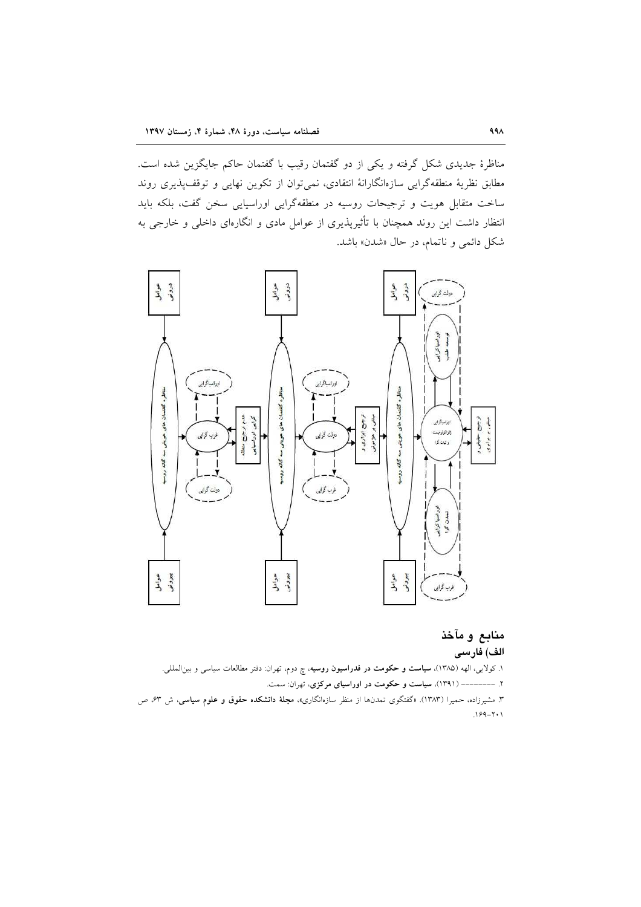مناظرهٔ جدیدی شکل گرفته و یکی از دو گفتمان رقیب با گفتمان حاکم جایگزین شده است. مطابق نظریهٔ منطقه‌گرایی سازه‌انگارانهٔ انتقادی، نمی‌توان از تکوین نهایی و توقف‌پذیری روند ساخت متقابل هویت و ترجیحات روسیه در منطقه‌گرایی اوراسیایی سخن گفت، بلکه باید انتظار داشت این روند همچنان با تأثیرپذیری از عوامل مادی و انگاره‌ای داخلی و خارجی به شکل دائمی و ناتمام، در حال «شدن» باشد.

عوامل درونی

عوامل درونی

عوامل درونی

دولت گرایی

اوراسیاگرایی توسعه طلب

اوراسیاگرایی

اوراسیاگرایی

مناظره گفتمان های هویتی سه گانه روسیه

غرب گرایی

عدم ترجیح منطقه گرایی اوراسیایی

مناظره گفتمان های هویتی سه گانه روسیه

دولت گرایی

ترجیح ابزاری و مبتنی بر هژمونی

مناظره گفتمان های هویتی سه گانه روسیه

اوراسیاگرایی ژئواکونومیست و تمدن گرا

ترجیح حقیقی و مبتنی بر برابری

دولت گرایی

غرب گرایی

اوراسیاگرایی تمدن گرا

عوامل بیرونی

عوامل بیرونی

عوامل بیرونی

غرب گرایی

## منابع و مآخذ

### الف) فارسی

۱. کولایی، الهه (۱۳۸۵)، **سیاست و حکومت در فدراسیون روسیه**، چ دوم، تهران: دفتر مطالعات سیاسی و بین‌المللی.

۲. -------- (۱۳۹۱)، **سیاست و حکومت در اوراسیای مرکزی**، تهران: سمت.

۳. مشیرزاده، حمیرا (۱۳۸۳). «گفتگوی تمدن‌ها از منظر سازه‌انگاری»، **مجلهٔ دانشکده حقوق و علوم سیاسی**، ش ۶۳، ص ۲۰۱-۱۶۹.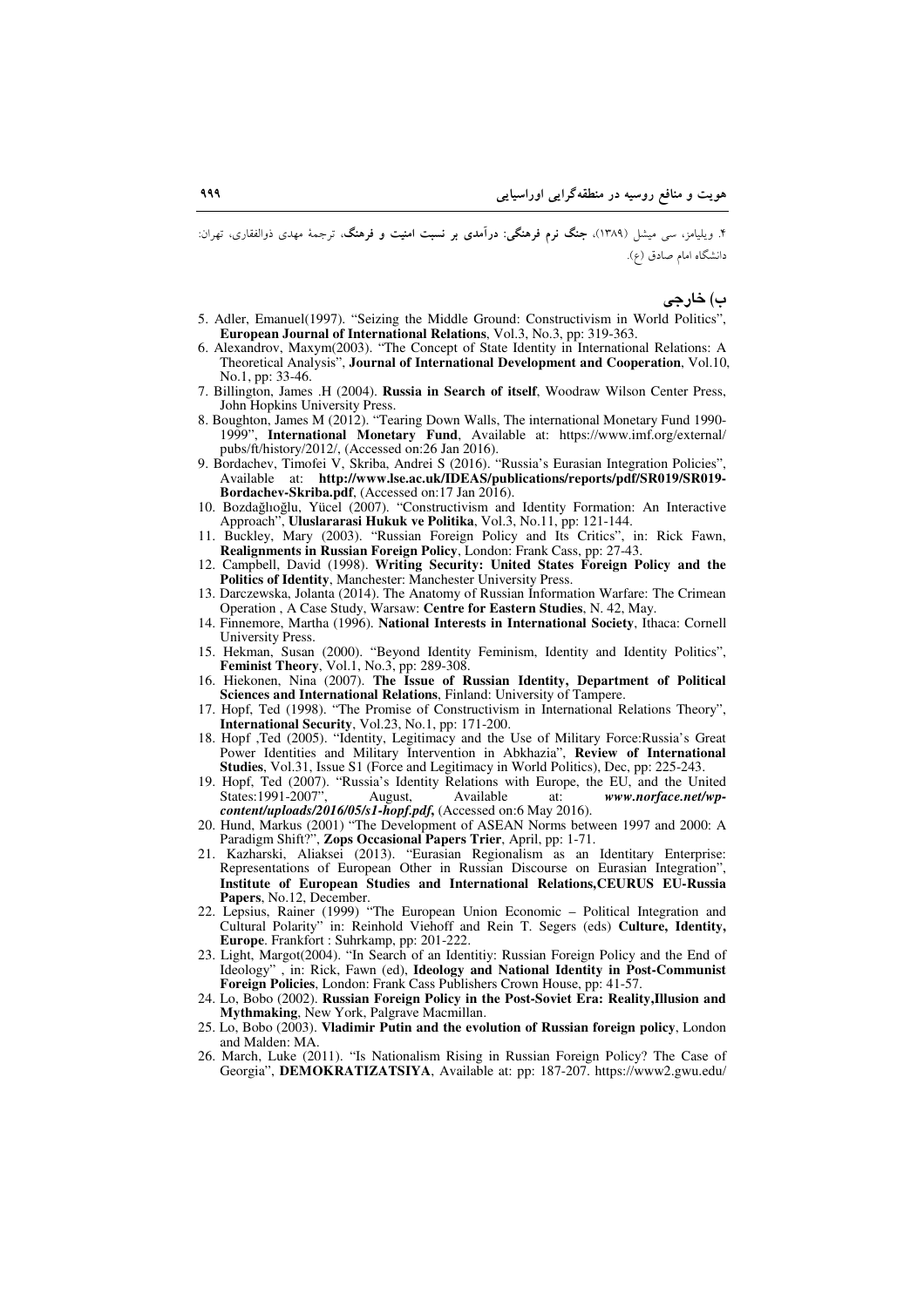۴. ویلیامز، سی میشل (۱۳۸۹)، **جنگ نرم فرهنگی: درآمدی بر نسبت امنیت و فرهنگ**، ترجمهٔ مهدی ذوالفقاری، تهران: دانشگاه امام صادق (ع).

## ب) خارجی

5. Adler, Emanuel(1997). "Seizing the Middle Ground: Constructivism in World Politics", **European Journal of International Relations**, Vol.3, No.3, pp: 319-363.
6. Alexandrov, Maxym(2003). "The Concept of State Identity in International Relations: A Theoretical Analysis", **Journal of International Development and Cooperation**, Vol.10, No.1, pp: 33-46.
7. Billington, James .H (2004). **Russia in Search of itself**, Woodraw Wilson Center Press, John Hopkins University Press.
8. Boughton, James M (2012). "Tearing Down Walls, The international Monetary Fund 1990-1999", **International Monetary Fund**, Available at: https://www.imf.org/external/pubs/ft/history/2012/, (Accessed on:26 Jan 2016).
9. Bordachev, Timofei V, Skriba, Andrei S (2016). "Russia's Eurasian Integration Policies", Available at: **http://www.lse.ac.uk/IDEAS/publications/reports/pdf/SR019/SR019-Bordachev-Skriba.pdf**, (Accessed on:17 Jan 2016).
10. Bozdağlıoğlu, Yücel (2007). "Constructivism and Identity Formation: An Interactive Approach", **Uluslararasi Hukuk ve Politika**, Vol.3, No.11, pp: 121-144.
11. Buckley, Mary (2003). "Russian Foreign Policy and Its Critics", in: Rick Fawn, **Realignments in Russian Foreign Policy**, London: Frank Cass, pp: 27-43.
12. Campbell, David (1998). **Writing Security: United States Foreign Policy and the Politics of Identity**, Manchester: Manchester University Press.
13. Darczewska, Jolanta (2014). The Anatomy of Russian Information Warfare: The Crimean Operation , A Case Study, Warsaw: **Centre for Eastern Studies**, N. 42, May.
14. Finnemore, Martha (1996). **National Interests in International Society**, Ithaca: Cornell University Press.
15. Hekman, Susan (2000). "Beyond Identity Feminism, Identity and Identity Politics", **Feminist Theory**, Vol.1, No.3, pp: 289-308.
16. Hiekonen, Nina (2007). **The Issue of Russian Identity, Department of Political Sciences and International Relations**, Finland: University of Tampere.
17. Hopf, Ted (1998). "The Promise of Constructivism in International Relations Theory", **International Security**, Vol.23, No.1, pp: 171-200.
18. Hopf ,Ted (2005). "Identity, Legitimacy and the Use of Military Force:Russia's Great Power Identities and Military Intervention in Abkhazia", **Review of International Studies**, Vol.31, Issue S1 (Force and Legitimacy in World Politics), Dec, pp: 225-243.
19. Hopf, Ted (2007). "Russia's Identity Relations with Europe, the EU, and the United States:1991-2007", August, Available at: ***www.norface.net/wp-content/uploads/2016/05/s1-hopf.pdf***, (Accessed on:6 May 2016).
20. Hund, Markus (2001) "The Development of ASEAN Norms between 1997 and 2000: A Paradigm Shift?", **Zops Occasional Papers Trier**, April, pp: 1-71.
21. Kazharski, Aliaksei (2013). "Eurasian Regionalism as an Identitary Enterprise: Representations of European Other in Russian Discourse on Eurasian Integration", **Institute of European Studies and International Relations,CEURUS EU-Russia Papers**, No.12, December.
22. Lepsius, Rainer (1999) "The European Union Economic – Political Integration and Cultural Polarity" in: Reinhold Viehoff and Rein T. Segers (eds) **Culture, Identity, Europe**. Frankfort : Suhrkamp, pp: 201-222.
23. Light, Margot(2004). "In Search of an Identitiy: Russian Foreign Policy and the End of Ideology" , in: Rick, Fawn (ed), **Ideology and National Identity in Post-Communist Foreign Policies**, London: Frank Cass Publishers Crown House, pp: 41-57.
24. Lo, Bobo (2002). **Russian Foreign Policy in the Post-Soviet Era: Reality,Illusion and Mythmaking**, New York, Palgrave Macmillan.
25. Lo, Bobo (2003). **Vladimir Putin and the evolution of Russian foreign policy**, London and Malden: MA.
26. March, Luke (2011). "Is Nationalism Rising in Russian Foreign Policy? The Case of Georgia", **DEMOKRATIZATSIYA**, Available at: pp: 187-207. https://www2.gwu.edu/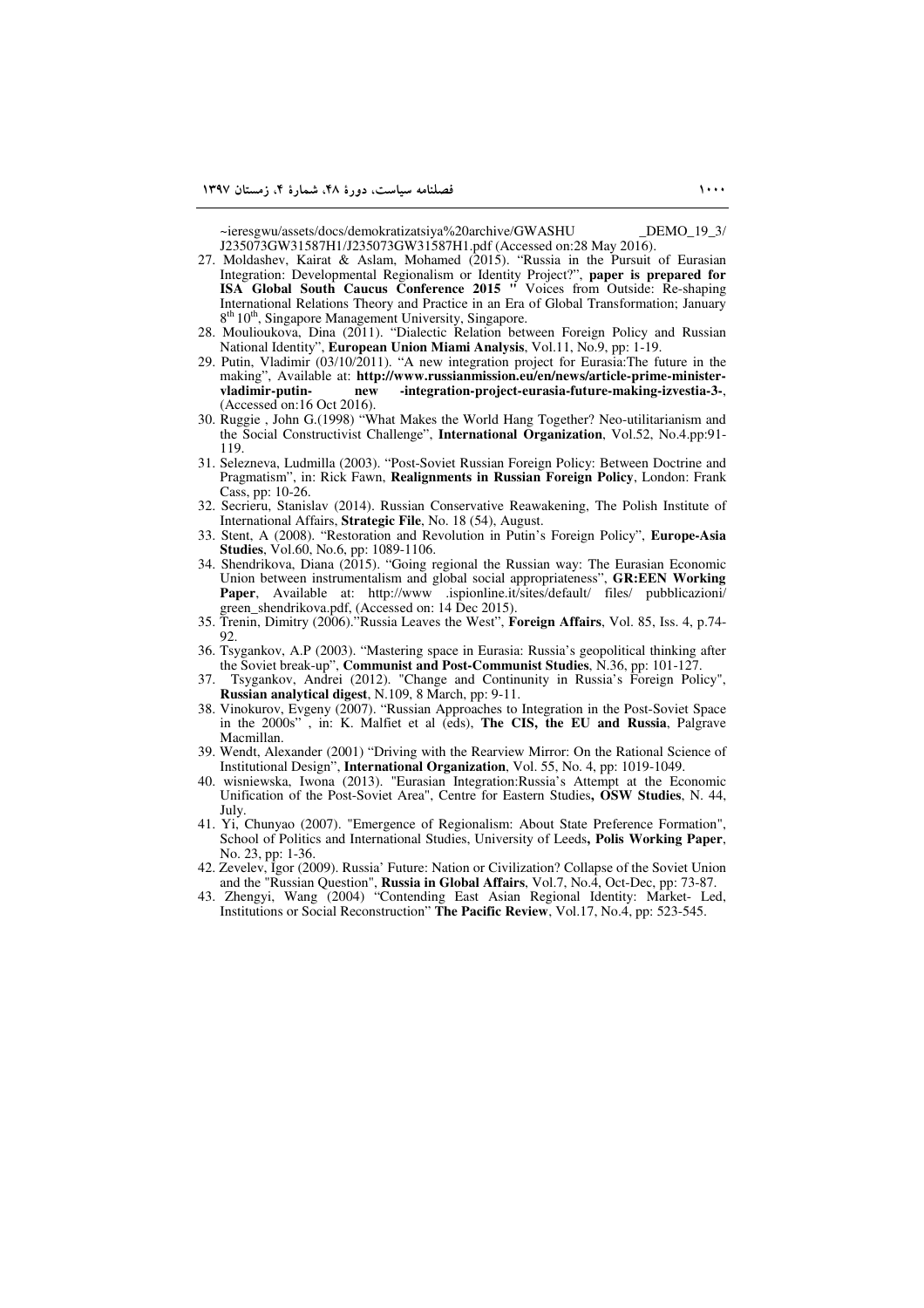~ieresgwu/assets/docs/demokratizatsiya%20archive/GWASHU _DEMO_19_3/ J235073GW31587H1/J235073GW31587H1.pdf (Accessed on:28 May 2016).

27. Moldashev, Kairat & Aslam, Mohamed (2015). "Russia in the Pursuit of Eurasian Integration: Developmental Regionalism or Identity Project?", **paper is prepared for ISA Global South Caucus Conference 2015 "** Voices from Outside: Re-shaping International Relations Theory and Practice in an Era of Global Transformation; January 8th 10th, Singapore Management University, Singapore.
28. Moulioukova, Dina (2011). "Dialectic Relation between Foreign Policy and Russian National Identity", **European Union Miami Analysis**, Vol.11, No.9, pp: 1-19.
29. Putin, Vladimir (03/10/2011). "A new integration project for Eurasia:The future in the making", Available at: **http://www.russianmission.eu/en/news/article-prime-minister-vladimir-putin- new -integration-project-eurasia-future-making-izvestia-3-**, (Accessed on:16 Oct 2016).
30. Ruggie , John G.(1998) "What Makes the World Hang Together? Neo-utilitarianism and the Social Constructivist Challenge", **International Organization**, Vol.52, No.4.pp:91-119.
31. Selezneva, Ludmilla (2003). "Post-Soviet Russian Foreign Policy: Between Doctrine and Pragmatism", in: Rick Fawn, **Realignments in Russian Foreign Policy**, London: Frank Cass, pp: 10-26.
32. Secrieru, Stanislav (2014). Russian Conservative Reawakening, The Polish Institute of International Affairs, **Strategic File**, No. 18 (54), August.
33. Stent, A (2008). "Restoration and Revolution in Putin's Foreign Policy", **Europe-Asia Studies**, Vol.60, No.6, pp: 1089-1106.
34. Shendrikova, Diana (2015). "Going regional the Russian way: The Eurasian Economic Union between instrumentalism and global social appropriateness", **GR:EEN Working Paper**, Available at: http://www .ispionline.it/sites/default/ files/ pubblicazioni/ green_shendrikova.pdf, (Accessed on: 14 Dec 2015).
35. Trenin, Dimitry (2006)."Russia Leaves the West", **Foreign Affairs**, Vol. 85, Iss. 4, p.74-92.
36. Tsygankov, A.P (2003). "Mastering space in Eurasia: Russia's geopolitical thinking after the Soviet break-up", **Communist and Post-Communist Studies**, N.36, pp: 101-127.
37. Tsygankov, Andrei (2012). "Change and Continunity in Russia's Foreign Policy", **Russian analytical digest**, N.109, 8 March, pp: 9-11.
38. Vinokurov, Evgeny (2007). "Russian Approaches to Integration in the Post-Soviet Space in the 2000s" , in: K. Malfiet et al (eds), **The CIS, the EU and Russia**, Palgrave Macmillan.
39. Wendt, Alexander (2001) "Driving with the Rearview Mirror: On the Rational Science of Institutional Design", **International Organization**, Vol. 55, No. 4, pp: 1019-1049.
40. wisniewska, Iwona (2013). "Eurasian Integration:Russia's Attempt at the Economic Unification of the Post-Soviet Area", Centre for Eastern Studies**, OSW Studies**, N. 44, July.
41. Yi, Chunyao (2007). "Emergence of Regionalism: About State Preference Formation", School of Politics and International Studies, University of Leeds**, Polis Working Paper**, No. 23, pp: 1-36.
42. Zevelev, Igor (2009). Russia' Future: Nation or Civilization? Collapse of the Soviet Union and the "Russian Question", **Russia in Global Affairs**, Vol.7, No.4, Oct-Dec, pp: 73-87.
43. Zhengyi, Wang (2004) "Contending East Asian Regional Identity: Market- Led, Institutions or Social Reconstruction" **The Pacific Review**, Vol.17, No.4, pp: 523-545.